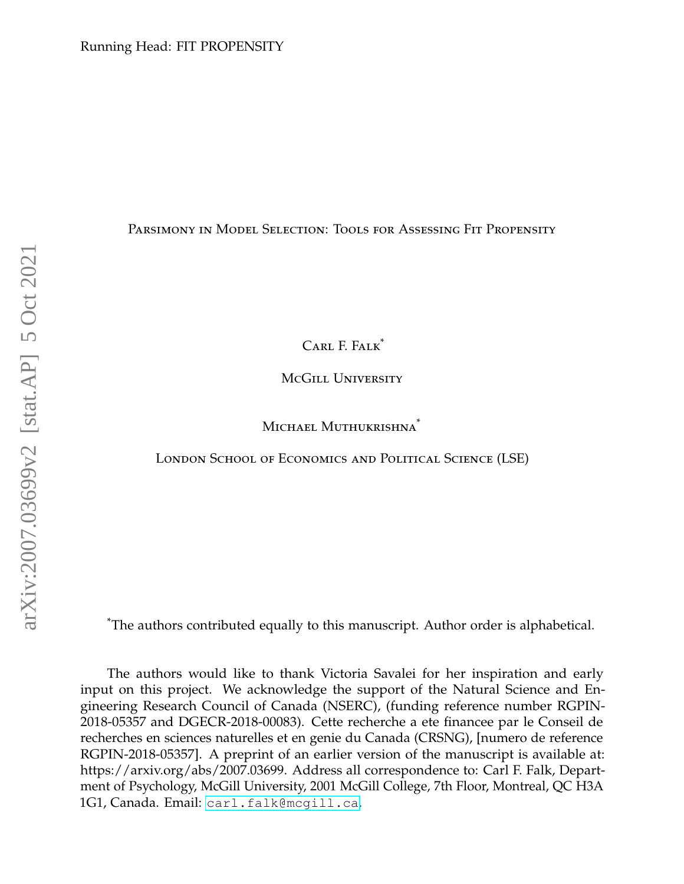Running Head: FIT PROPENSITY

# Parsimony in Model Selection: Tools for Assessing Fit Propensity

Carl F. Falk*

McGill University

Michael Muthukrishna*

London School of Economics and Political Science (LSE)

*The authors contributed equally to this manuscript. Author order is alphabetical.

The authors would like to thank Victoria Savalei for her inspiration and early input on this project. We acknowledge the support of the Natural Science and Engineering Research Council of Canada (NSERC), (funding reference number RGPIN-2018-05357 and DGECR-2018-00083). Cette recherche a ete financee par le Conseil de recherches en sciences naturelles et en genie du Canada (CRSNG), [numero de reference RGPIN-2018-05357]. A preprint of an earlier version of the manuscript is available at: https://arxiv.org/abs/2007.03699. Address all correspondence to: Carl F. Falk, Department of Psychology, McGill University, 2001 McGill College, 7th Floor, Montreal, QC H3A 1G1, Canada. Email: carl.falk@mcgill.ca.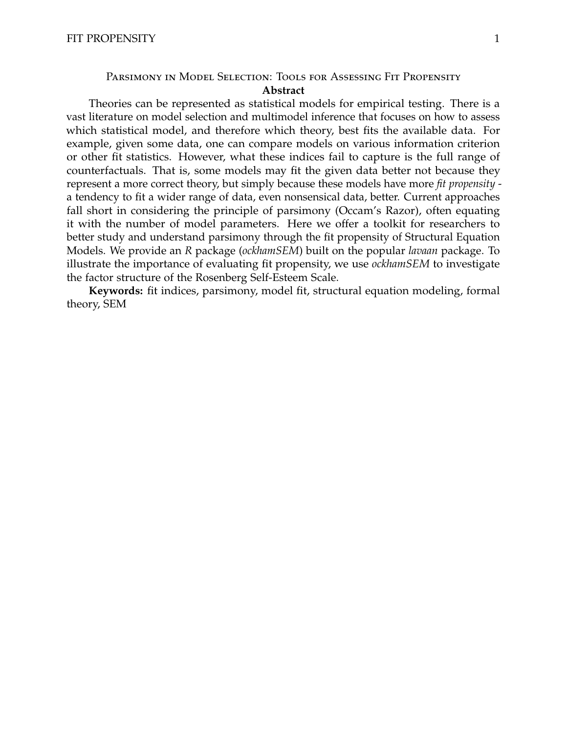# Parsimony in Model Selection: Tools for Assessing Fit Propensity

## Abstract

Theories can be represented as statistical models for empirical testing. There is a vast literature on model selection and multimodel inference that focuses on how to assess which statistical model, and therefore which theory, best fits the available data. For example, given some data, one can compare models on various information criterion or other fit statistics. However, what these indices fail to capture is the full range of counterfactuals. That is, some models may fit the given data better not because they represent a more correct theory, but simply because these models have more *fit propensity* - a tendency to fit a wider range of data, even nonsensical data, better. Current approaches fall short in considering the principle of parsimony (Occam's Razor), often equating it with the number of model parameters. Here we offer a toolkit for researchers to better study and understand parsimony through the fit propensity of Structural Equation Models. We provide an *R* package (*ockhamSEM*) built on the popular *lavaan* package. To illustrate the importance of evaluating fit propensity, we use *ockhamSEM* to investigate the factor structure of the Rosenberg Self-Esteem Scale.

**Keywords:** fit indices, parsimony, model fit, structural equation modeling, formal theory, SEM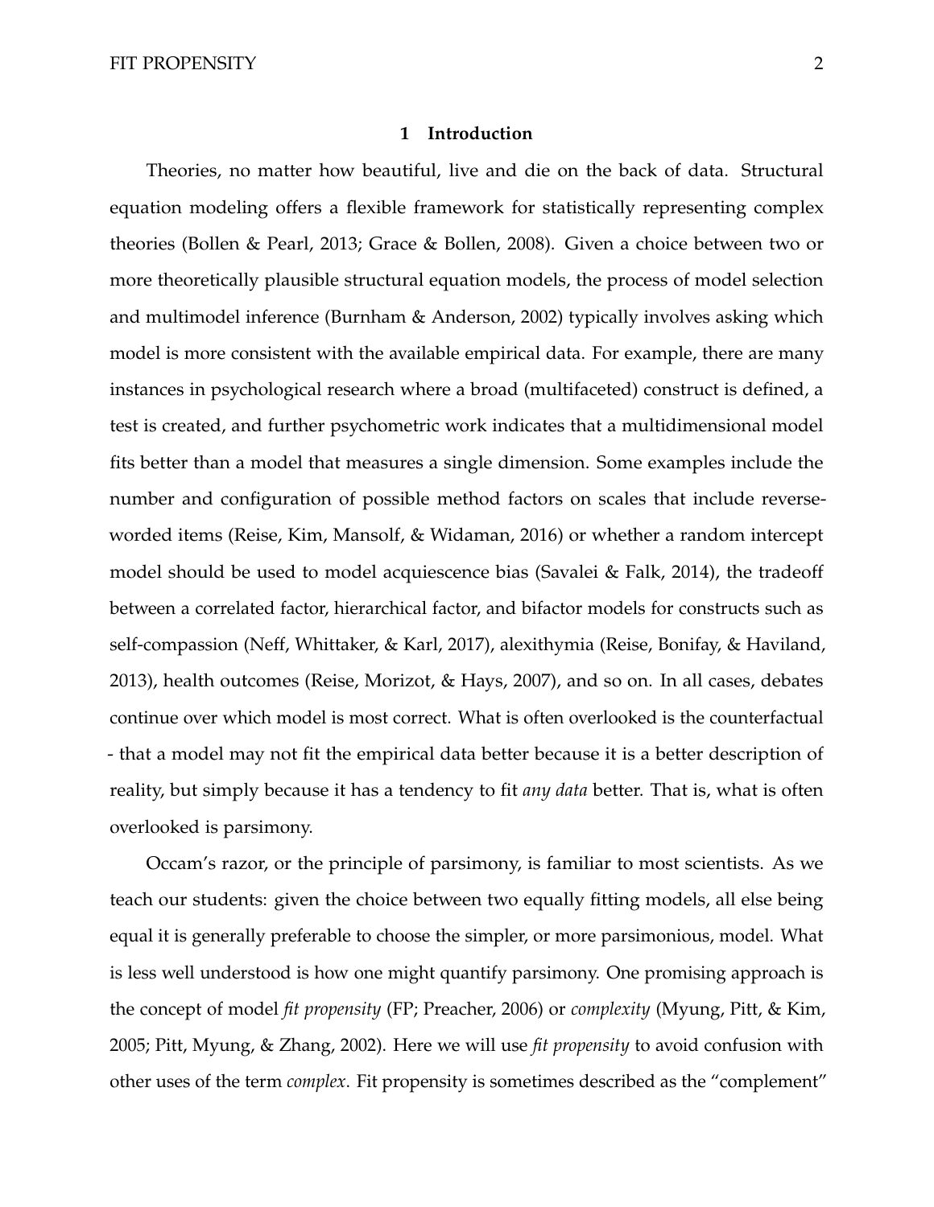## 1 Introduction

Theories, no matter how beautiful, live and die on the back of data. Structural equation modeling offers a flexible framework for statistically representing complex theories (Bollen & Pearl, 2013; Grace & Bollen, 2008). Given a choice between two or more theoretically plausible structural equation models, the process of model selection and multimodel inference (Burnham & Anderson, 2002) typically involves asking which model is more consistent with the available empirical data. For example, there are many instances in psychological research where a broad (multifaceted) construct is defined, a test is created, and further psychometric work indicates that a multidimensional model fits better than a model that measures a single dimension. Some examples include the number and configuration of possible method factors on scales that include reverse-worded items (Reise, Kim, Mansolf, & Widaman, 2016) or whether a random intercept model should be used to model acquiescence bias (Savalei & Falk, 2014), the tradeoff between a correlated factor, hierarchical factor, and bifactor models for constructs such as self-compassion (Neff, Whittaker, & Karl, 2017), alexithymia (Reise, Bonifay, & Haviland, 2013), health outcomes (Reise, Morizot, & Hays, 2007), and so on. In all cases, debates continue over which model is most correct. What is often overlooked is the counterfactual - that a model may not fit the empirical data better because it is a better description of reality, but simply because it has a tendency to fit *any data* better. That is, what is often overlooked is parsimony.

Occam's razor, or the principle of parsimony, is familiar to most scientists. As we teach our students: given the choice between two equally fitting models, all else being equal it is generally preferable to choose the simpler, or more parsimonious, model. What is less well understood is how one might quantify parsimony. One promising approach is the concept of model *fit propensity* (FP; Preacher, 2006) or *complexity* (Myung, Pitt, & Kim, 2005; Pitt, Myung, & Zhang, 2002). Here we will use *fit propensity* to avoid confusion with other uses of the term *complex*. Fit propensity is sometimes described as the "complement"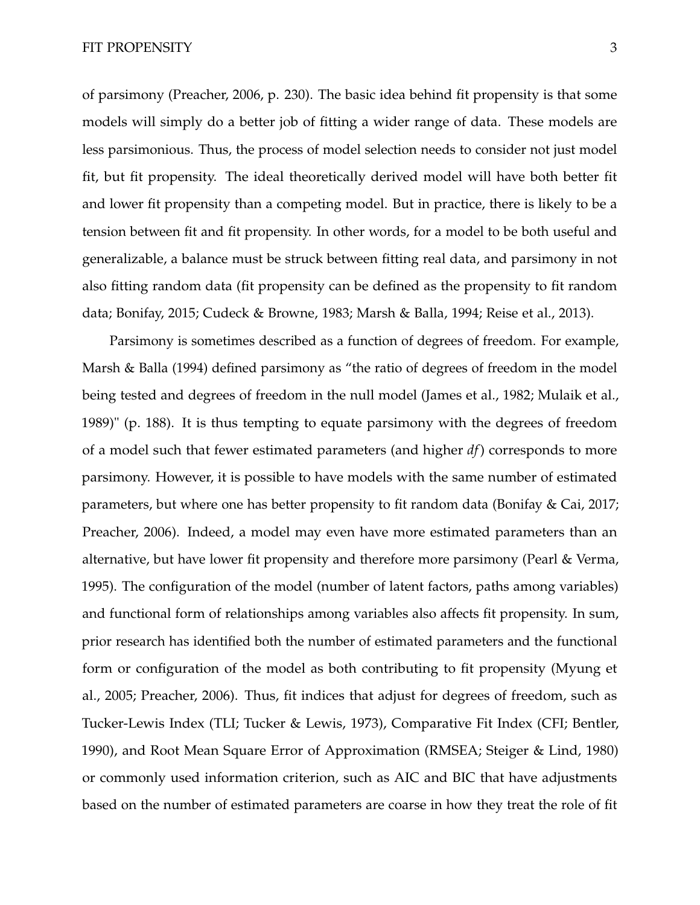of parsimony (Preacher, 2006, p. 230). The basic idea behind fit propensity is that some models will simply do a better job of fitting a wider range of data. These models are less parsimonious. Thus, the process of model selection needs to consider not just model fit, but fit propensity. The ideal theoretically derived model will have both better fit and lower fit propensity than a competing model. But in practice, there is likely to be a tension between fit and fit propensity. In other words, for a model to be both useful and generalizable, a balance must be struck between fitting real data, and parsimony in not also fitting random data (fit propensity can be defined as the propensity to fit random data; Bonifay, 2015; Cudeck & Browne, 1983; Marsh & Balla, 1994; Reise et al., 2013).

Parsimony is sometimes described as a function of degrees of freedom. For example, Marsh & Balla (1994) defined parsimony as "the ratio of degrees of freedom in the model being tested and degrees of freedom in the null model (James et al., 1982; Mulaik et al., 1989)" (p. 188). It is thus tempting to equate parsimony with the degrees of freedom of a model such that fewer estimated parameters (and higher *df*) corresponds to more parsimony. However, it is possible to have models with the same number of estimated parameters, but where one has better propensity to fit random data (Bonifay & Cai, 2017; Preacher, 2006). Indeed, a model may even have more estimated parameters than an alternative, but have lower fit propensity and therefore more parsimony (Pearl & Verma, 1995). The configuration of the model (number of latent factors, paths among variables) and functional form of relationships among variables also affects fit propensity. In sum, prior research has identified both the number of estimated parameters and the functional form or configuration of the model as both contributing to fit propensity (Myung et al., 2005; Preacher, 2006). Thus, fit indices that adjust for degrees of freedom, such as Tucker-Lewis Index (TLI; Tucker & Lewis, 1973), Comparative Fit Index (CFI; Bentler, 1990), and Root Mean Square Error of Approximation (RMSEA; Steiger & Lind, 1980) or commonly used information criterion, such as AIC and BIC that have adjustments based on the number of estimated parameters are coarse in how they treat the role of fit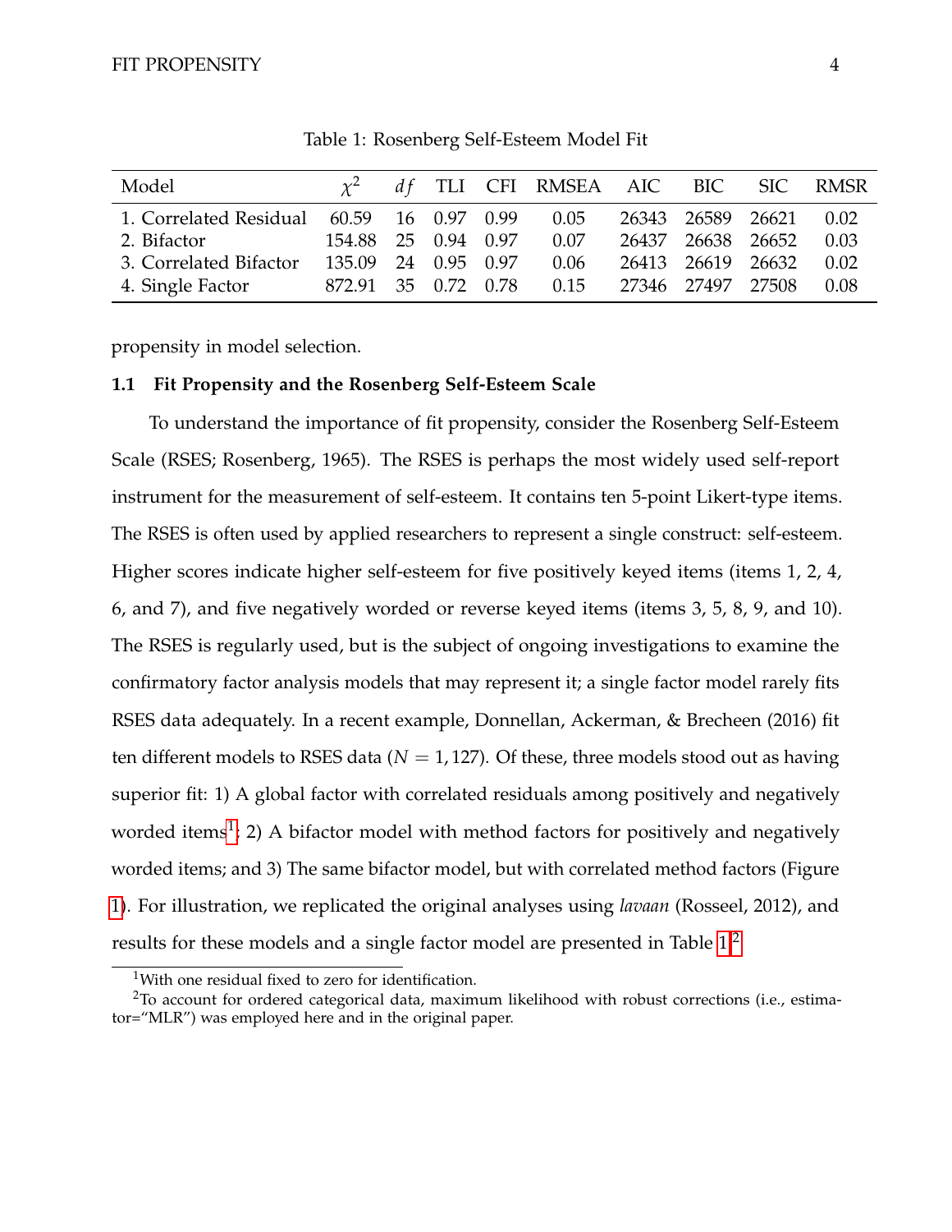Table 1: Rosenberg Self-Esteem Model Fit

| Model | $\chi^2$ | $df$ | TLI | CFI | RMSEA | AIC | BIC | SIC | RMSR |
|---|---|---|---|---|---|---|---|---|---|
| 1. Correlated Residual | 60.59 | 16 | 0.97 | 0.99 | 0.05 | 26343 | 26589 | 26621 | 0.02 |
| 2. Bifactor | 154.88 | 25 | 0.94 | 0.97 | 0.07 | 26437 | 26638 | 26652 | 0.03 |
| 3. Correlated Bifactor | 135.09 | 24 | 0.95 | 0.97 | 0.06 | 26413 | 26619 | 26632 | 0.02 |
| 4. Single Factor | 872.91 | 35 | 0.72 | 0.78 | 0.15 | 27346 | 27497 | 27508 | 0.08 |

propensity in model selection.

### 1.1 Fit Propensity and the Rosenberg Self-Esteem Scale

To understand the importance of fit propensity, consider the Rosenberg Self-Esteem Scale (RSES; Rosenberg, 1965). The RSES is perhaps the most widely used self-report instrument for the measurement of self-esteem. It contains ten 5-point Likert-type items. The RSES is often used by applied researchers to represent a single construct: self-esteem. Higher scores indicate higher self-esteem for five positively keyed items (items 1, 2, 4, 6, and 7), and five negatively worded or reverse keyed items (items 3, 5, 8, 9, and 10). The RSES is regularly used, but is the subject of ongoing investigations to examine the confirmatory factor analysis models that may represent it; a single factor model rarely fits RSES data adequately. In a recent example, Donnellan, Ackerman, & Brecheen (2016) fit ten different models to RSES data ($N = 1,127$). Of these, three models stood out as having superior fit: 1) A global factor with correlated residuals among positively and negatively worded items[1]; 2) A bifactor model with method factors for positively and negatively worded items; and 3) The same bifactor model, but with correlated method factors (Figure 1). For illustration, we replicated the original analyses using *lavaan* (Rosseel, 2012), and results for these models and a single factor model are presented in Table 1.[2]

[1] With one residual fixed to zero for identification.

[2] To account for ordered categorical data, maximum likelihood with robust corrections (i.e., estimator="MLR") was employed here and in the original paper.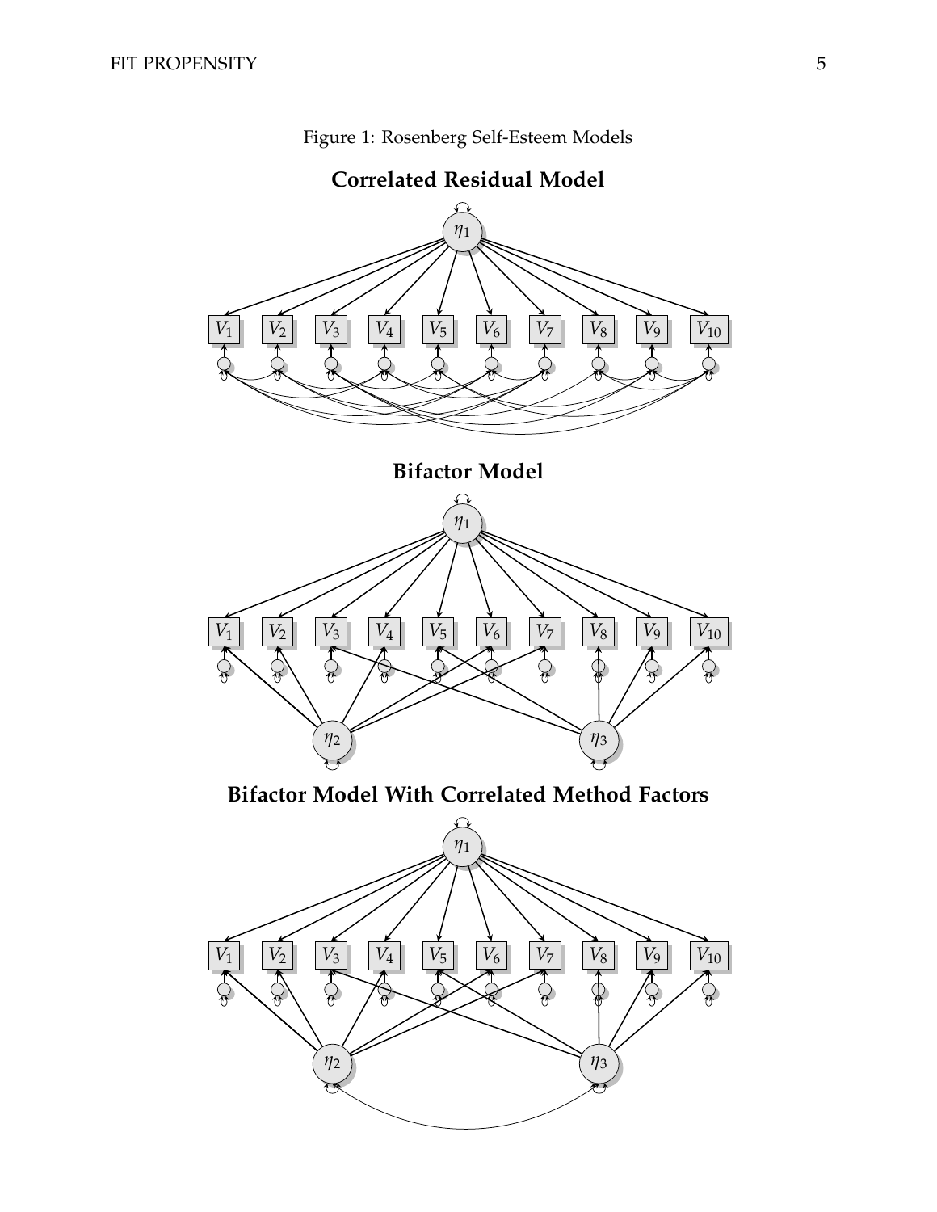Figure 1: Rosenberg Self-Esteem Models

**Correlated Residual Model**

**Bifactor Model**

**Bifactor Model With Correlated Method Factors**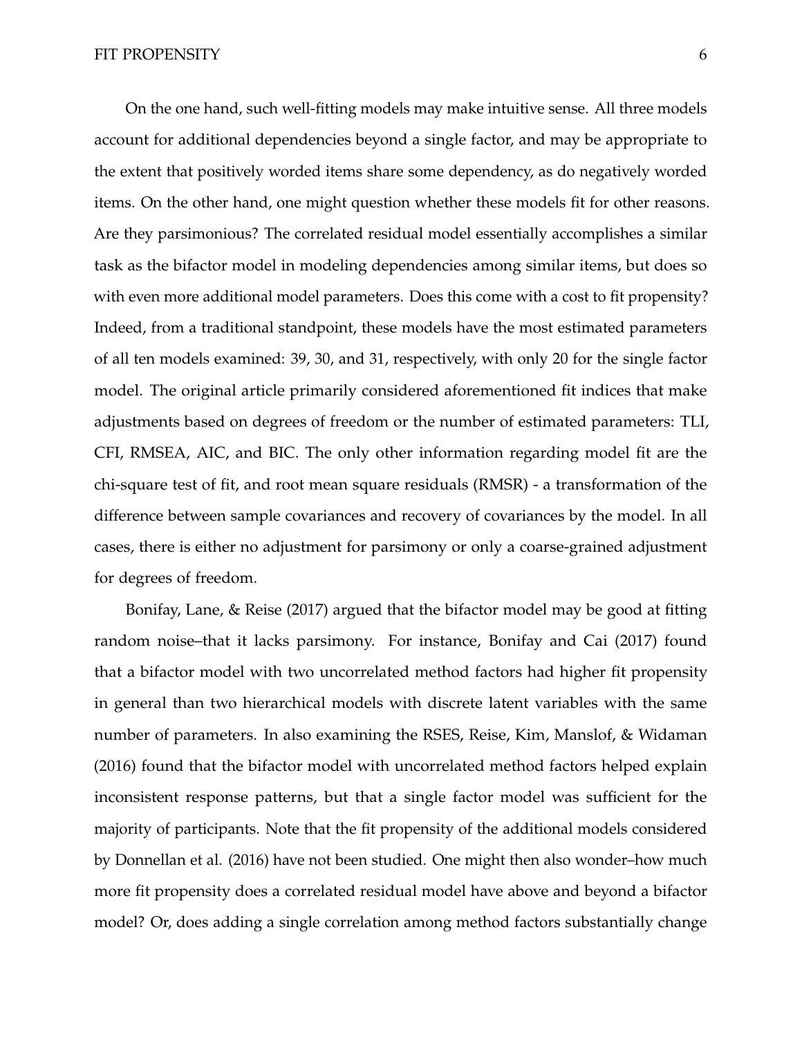On the one hand, such well-fitting models may make intuitive sense. All three models account for additional dependencies beyond a single factor, and may be appropriate to the extent that positively worded items share some dependency, as do negatively worded items. On the other hand, one might question whether these models fit for other reasons. Are they parsimonious? The correlated residual model essentially accomplishes a similar task as the bifactor model in modeling dependencies among similar items, but does so with even more additional model parameters. Does this come with a cost to fit propensity? Indeed, from a traditional standpoint, these models have the most estimated parameters of all ten models examined: 39, 30, and 31, respectively, with only 20 for the single factor model. The original article primarily considered aforementioned fit indices that make adjustments based on degrees of freedom or the number of estimated parameters: TLI, CFI, RMSEA, AIC, and BIC. The only other information regarding model fit are the chi-square test of fit, and root mean square residuals (RMSR) - a transformation of the difference between sample covariances and recovery of covariances by the model. In all cases, there is either no adjustment for parsimony or only a coarse-grained adjustment for degrees of freedom.

Bonifay, Lane, & Reise (2017) argued that the bifactor model may be good at fitting random noise–that it lacks parsimony. For instance, Bonifay and Cai (2017) found that a bifactor model with two uncorrelated method factors had higher fit propensity in general than two hierarchical models with discrete latent variables with the same number of parameters. In also examining the RSES, Reise, Kim, Manslof, & Widaman (2016) found that the bifactor model with uncorrelated method factors helped explain inconsistent response patterns, but that a single factor model was sufficient for the majority of participants. Note that the fit propensity of the additional models considered by Donnellan et al. (2016) have not been studied. One might then also wonder–how much more fit propensity does a correlated residual model have above and beyond a bifactor model? Or, does adding a single correlation among method factors substantially change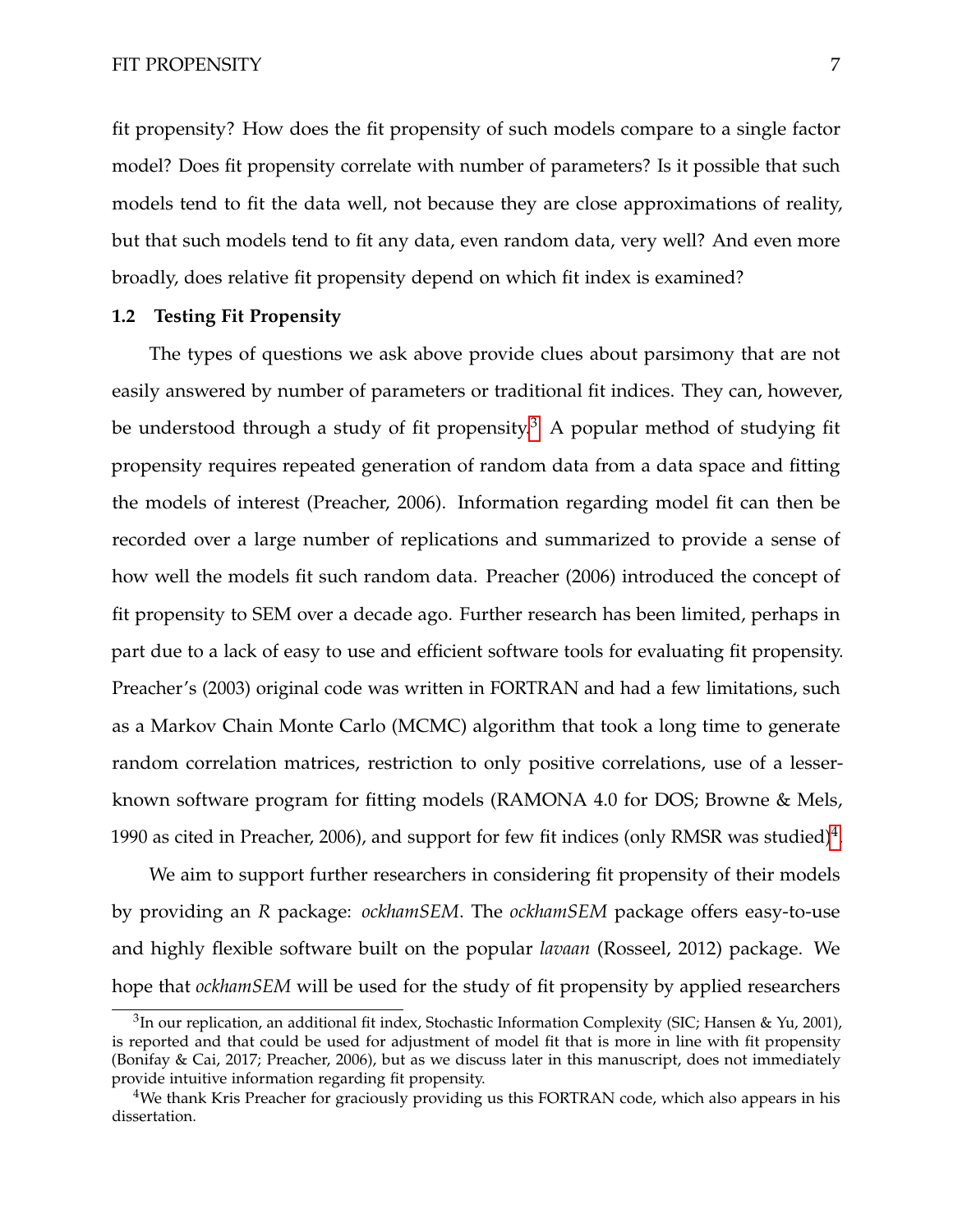fit propensity? How does the fit propensity of such models compare to a single factor model? Does fit propensity correlate with number of parameters? Is it possible that such models tend to fit the data well, not because they are close approximations of reality, but that such models tend to fit any data, even random data, very well? And even more broadly, does relative fit propensity depend on which fit index is examined?

### 1.2 Testing Fit Propensity

The types of questions we ask above provide clues about parsimony that are not easily answered by number of parameters or traditional fit indices. They can, however, be understood through a study of fit propensity.[3] A popular method of studying fit propensity requires repeated generation of random data from a data space and fitting the models of interest (Preacher, 2006). Information regarding model fit can then be recorded over a large number of replications and summarized to provide a sense of how well the models fit such random data. Preacher (2006) introduced the concept of fit propensity to SEM over a decade ago. Further research has been limited, perhaps in part due to a lack of easy to use and efficient software tools for evaluating fit propensity. Preacher's (2003) original code was written in FORTRAN and had a few limitations, such as a Markov Chain Monte Carlo (MCMC) algorithm that took a long time to generate random correlation matrices, restriction to only positive correlations, use of a lesser-known software program for fitting models (RAMONA 4.0 for DOS; Browne & Mels, 1990 as cited in Preacher, 2006), and support for few fit indices (only RMSR was studied)[4].

We aim to support further researchers in considering fit propensity of their models by providing an *R* package: *ockhamSEM*. The *ockhamSEM* package offers easy-to-use and highly flexible software built on the popular *lavaan* (Rosseel, 2012) package. We hope that *ockhamSEM* will be used for the study of fit propensity by applied researchers

[3] In our replication, an additional fit index, Stochastic Information Complexity (SIC; Hansen & Yu, 2001), is reported and that could be used for adjustment of model fit that is more in line with fit propensity (Bonifay & Cai, 2017; Preacher, 2006), but as we discuss later in this manuscript, does not immediately provide intuitive information regarding fit propensity.

[4] We thank Kris Preacher for graciously providing us this FORTRAN code, which also appears in his dissertation.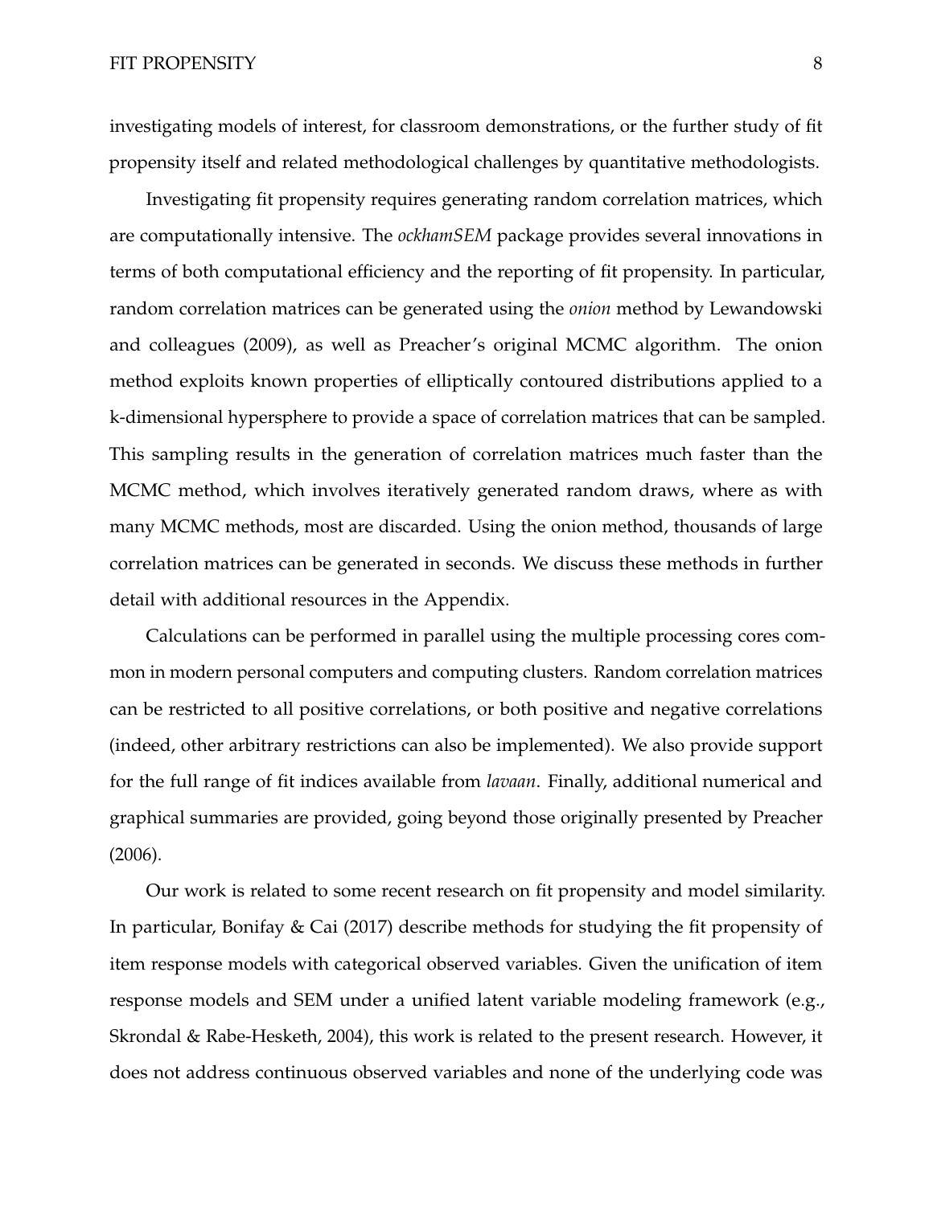investigating models of interest, for classroom demonstrations, or the further study of fit propensity itself and related methodological challenges by quantitative methodologists.

Investigating fit propensity requires generating random correlation matrices, which are computationally intensive. The *ockhamSEM* package provides several innovations in terms of both computational efficiency and the reporting of fit propensity. In particular, random correlation matrices can be generated using the *onion* method by Lewandowski and colleagues (2009), as well as Preacher's original MCMC algorithm. The onion method exploits known properties of elliptically contoured distributions applied to a k-dimensional hypersphere to provide a space of correlation matrices that can be sampled. This sampling results in the generation of correlation matrices much faster than the MCMC method, which involves iteratively generated random draws, where as with many MCMC methods, most are discarded. Using the onion method, thousands of large correlation matrices can be generated in seconds. We discuss these methods in further detail with additional resources in the Appendix.

Calculations can be performed in parallel using the multiple processing cores common in modern personal computers and computing clusters. Random correlation matrices can be restricted to all positive correlations, or both positive and negative correlations (indeed, other arbitrary restrictions can also be implemented). We also provide support for the full range of fit indices available from *lavaan*. Finally, additional numerical and graphical summaries are provided, going beyond those originally presented by Preacher (2006).

Our work is related to some recent research on fit propensity and model similarity. In particular, Bonifay & Cai (2017) describe methods for studying the fit propensity of item response models with categorical observed variables. Given the unification of item response models and SEM under a unified latent variable modeling framework (e.g., Skrondal & Rabe-Hesketh, 2004), this work is related to the present research. However, it does not address continuous observed variables and none of the underlying code was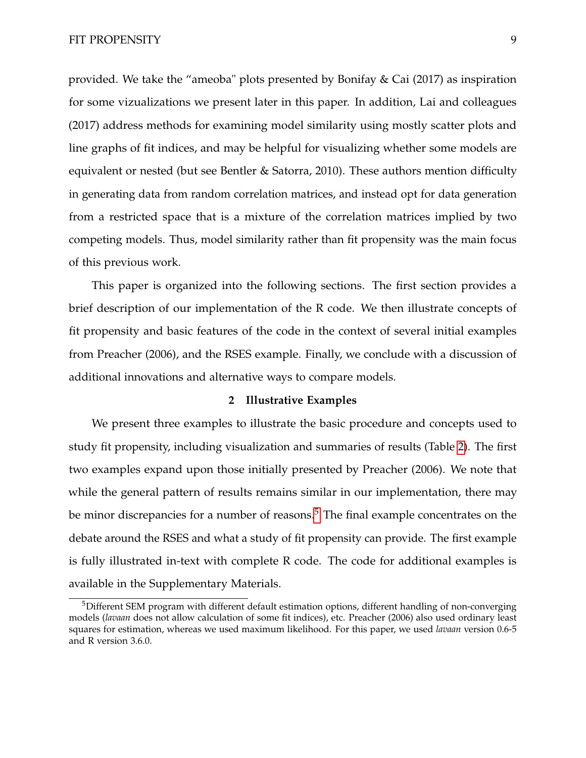provided. We take the "ameoba" plots presented by Bonifay & Cai (2017) as inspiration for some vizualizations we present later in this paper. In addition, Lai and colleagues (2017) address methods for examining model similarity using mostly scatter plots and line graphs of fit indices, and may be helpful for visualizing whether some models are equivalent or nested (but see Bentler & Satorra, 2010). These authors mention difficulty in generating data from random correlation matrices, and instead opt for data generation from a restricted space that is a mixture of the correlation matrices implied by two competing models. Thus, model similarity rather than fit propensity was the main focus of this previous work.

This paper is organized into the following sections. The first section provides a brief description of our implementation of the R code. We then illustrate concepts of fit propensity and basic features of the code in the context of several initial examples from Preacher (2006), and the RSES example. Finally, we conclude with a discussion of additional innovations and alternative ways to compare models.

## 2 Illustrative Examples

We present three examples to illustrate the basic procedure and concepts used to study fit propensity, including visualization and summaries of results (Table 2). The first two examples expand upon those initially presented by Preacher (2006). We note that while the general pattern of results remains similar in our implementation, there may be minor discrepancies for a number of reasons.[5] The final example concentrates on the debate around the RSES and what a study of fit propensity can provide. The first example is fully illustrated in-text with complete R code. The code for additional examples is available in the Supplementary Materials.

[5] Different SEM program with different default estimation options, different handling of non-converging models (*lavaan* does not allow calculation of some fit indices), etc. Preacher (2006) also used ordinary least squares for estimation, whereas we used maximum likelihood. For this paper, we used *lavaan* version 0.6-5 and R version 3.6.0.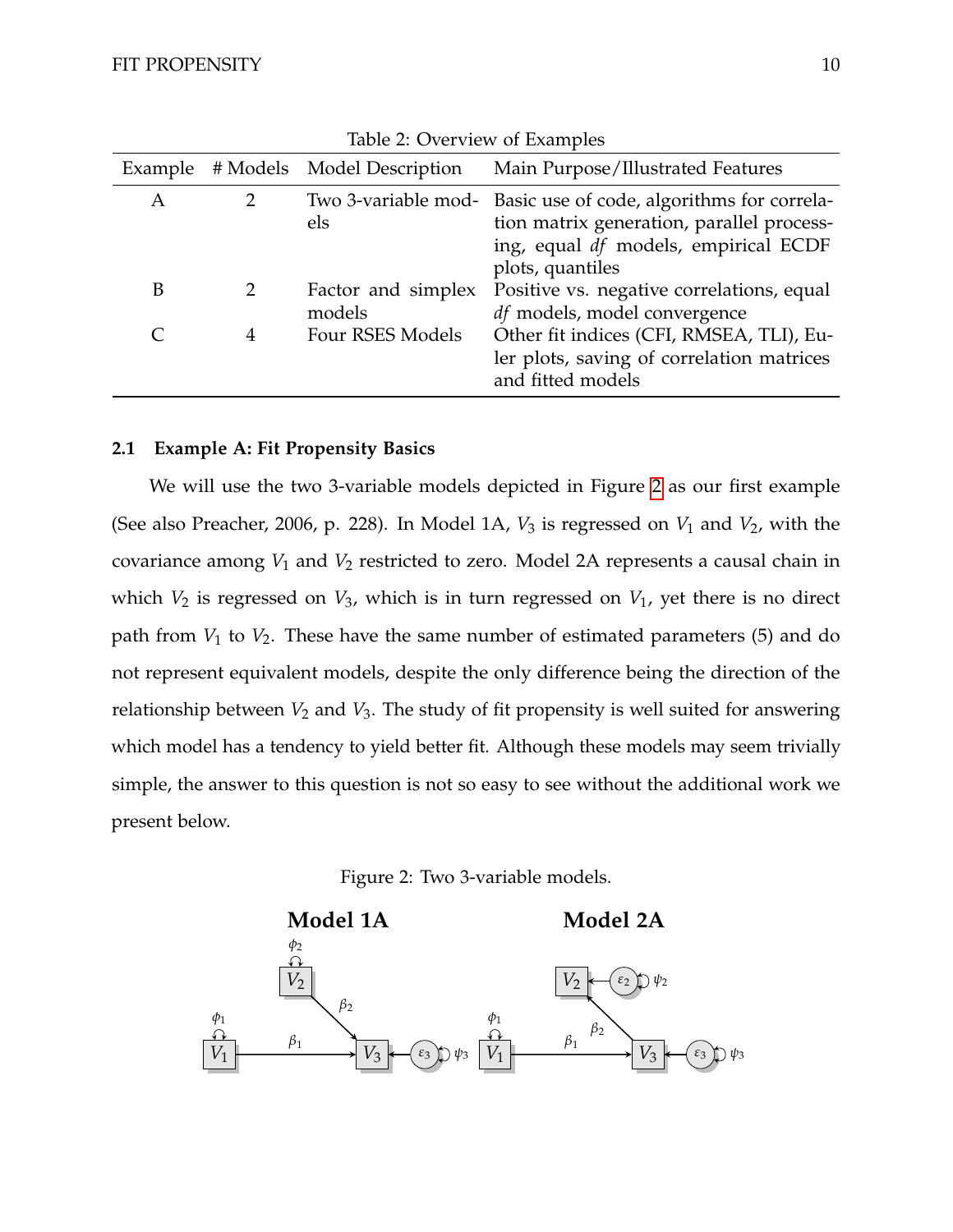Table 2: Overview of Examples

| Example | # Models | Model Description | Main Purpose/Illustrated Features |
|---|---|---|---|
| A | 2 | Two 3-variable models | Basic use of code, algorithms for correlation matrix generation, parallel processing, equal *df* models, empirical ECDF plots, quantiles |
| B | 2 | Factor and simplex models | Positive vs. negative correlations, equal *df* models, model convergence |
| C | 4 | Four RSES Models | Other fit indices (CFI, RMSEA, TLI), Euler plots, saving of correlation matrices and fitted models |

### 2.1 Example A: Fit Propensity Basics

We will use the two 3-variable models depicted in Figure 2 as our first example (See also Preacher, 2006, p. 228). In Model 1A, $V_3$ is regressed on $V_1$ and $V_2$, with the covariance among $V_1$ and $V_2$ restricted to zero. Model 2A represents a causal chain in which $V_2$ is regressed on $V_3$, which is in turn regressed on $V_1$, yet there is no direct path from $V_1$ to $V_2$. These have the same number of estimated parameters (5) and do not represent equivalent models, despite the only difference being the direction of the relationship between $V_2$ and $V_3$. The study of fit propensity is well suited for answering which model has a tendency to yield better fit. Although these models may seem trivially simple, the answer to this question is not so easy to see without the additional work we present below.

Figure 2: Two 3-variable models.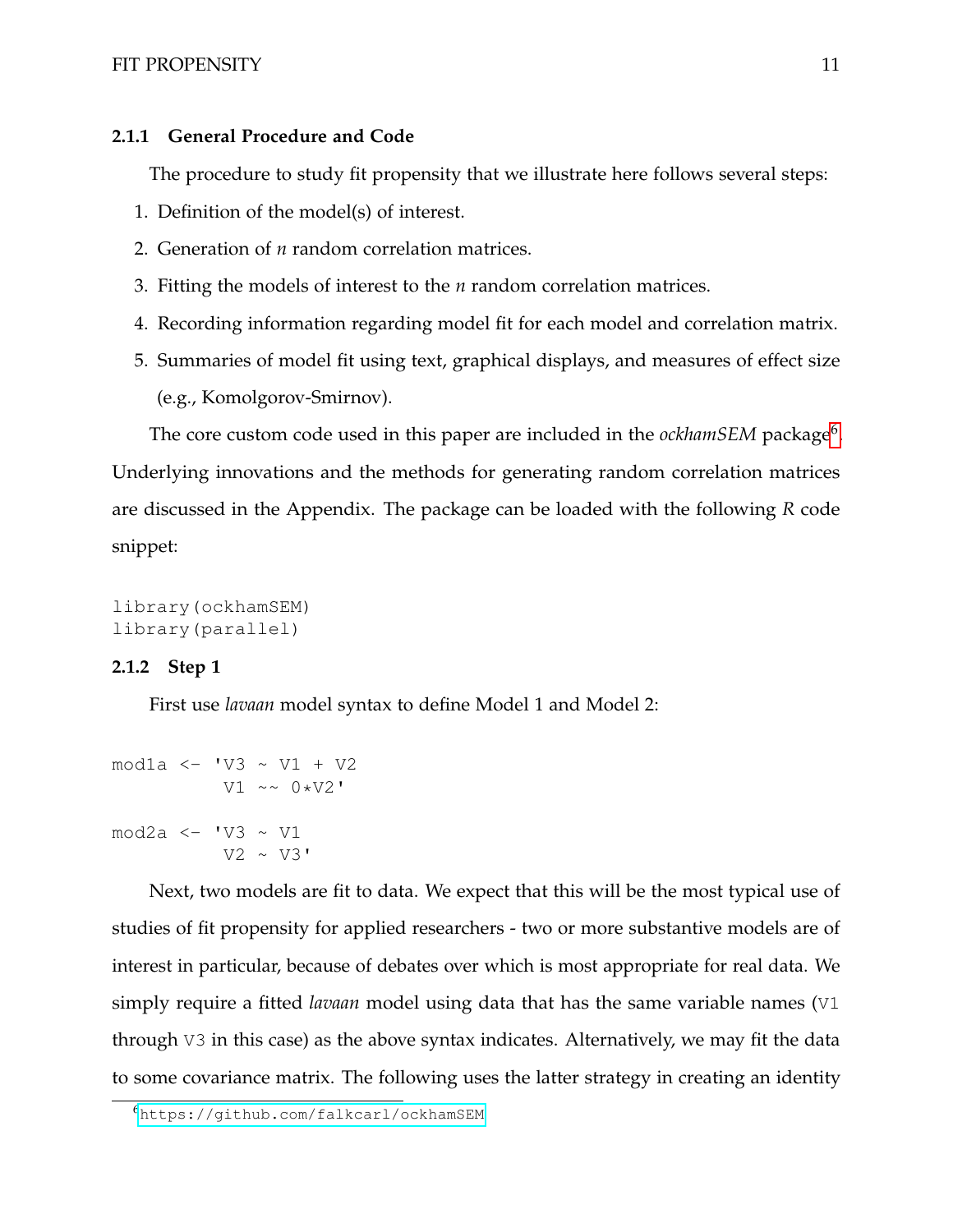### 2.1.1 General Procedure and Code

The procedure to study fit propensity that we illustrate here follows several steps:

1. Definition of the model(s) of interest.
2. Generation of *n* random correlation matrices.
3. Fitting the models of interest to the *n* random correlation matrices.
4. Recording information regarding model fit for each model and correlation matrix.
5. Summaries of model fit using text, graphical displays, and measures of effect size (e.g., Komolgorov-Smirnov).

The core custom code used in this paper are included in the *ockhamSEM* package[6]. Underlying innovations and the methods for generating random correlation matrices are discussed in the Appendix. The package can be loaded with the following *R* code snippet:

```
library(ockhamSEM)
library(parallel)
```

### 2.1.2 Step 1

First use *lavaan* model syntax to define Model 1 and Model 2:

```
mod1a <- 'V3 ~ V1 + V2
          V1 ~~ 0*V2'

mod2a <- 'V3 ~ V1
          V2 ~ V3'
```

Next, two models are fit to data. We expect that this will be the most typical use of studies of fit propensity for applied researchers - two or more substantive models are of interest in particular, because of debates over which is most appropriate for real data. We simply require a fitted *lavaan* model using data that has the same variable names (`V1` through `V3` in this case) as the above syntax indicates. Alternatively, we may fit the data to some covariance matrix. The following uses the latter strategy in creating an identity

[6] https://github.com/falkcarl/ockhamSEM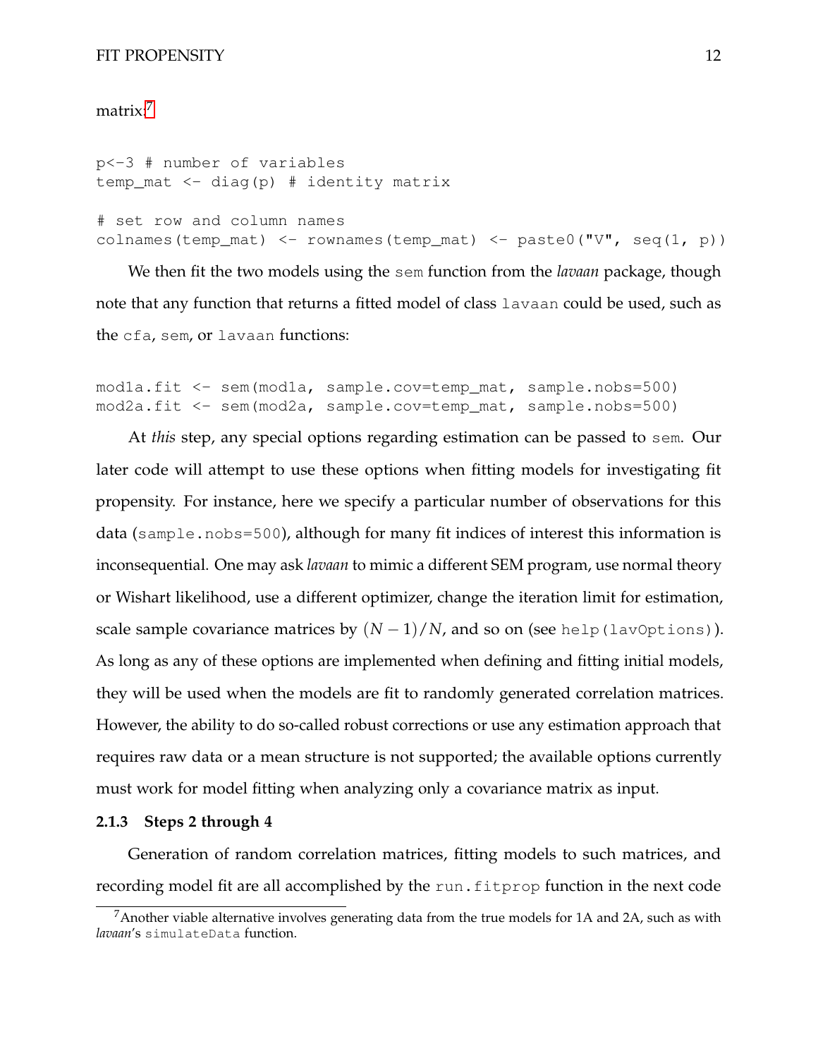matrix:[7]

```
p<-3 # number of variables
temp_mat <- diag(p) # identity matrix

# set row and column names
colnames(temp_mat) <- rownames(temp_mat) <- paste0("V", seq(1, p))
```

We then fit the two models using the `sem` function from the *lavaan* package, though note that any function that returns a fitted model of class `lavaan` could be used, such as the `cfa`, `sem`, or `lavaan` functions:

```
mod1a.fit <- sem(mod1a, sample.cov=temp_mat, sample.nobs=500)
mod2a.fit <- sem(mod2a, sample.cov=temp_mat, sample.nobs=500)
```

At *this* step, any special options regarding estimation can be passed to `sem`. Our later code will attempt to use these options when fitting models for investigating fit propensity. For instance, here we specify a particular number of observations for this data (`sample.nobs=500`), although for many fit indices of interest this information is inconsequential. One may ask *lavaan* to mimic a different SEM program, use normal theory or Wishart likelihood, use a different optimizer, change the iteration limit for estimation, scale sample covariance matrices by $(N-1)/N$, and so on (see `help(lavOptions)`). As long as any of these options are implemented when defining and fitting initial models, they will be used when the models are fit to randomly generated correlation matrices. However, the ability to do so-called robust corrections or use any estimation approach that requires raw data or a mean structure is not supported; the available options currently must work for model fitting when analyzing only a covariance matrix as input.

### 2.1.3 Steps 2 through 4

Generation of random correlation matrices, fitting models to such matrices, and recording model fit are all accomplished by the `run.fitprop` function in the next code

[7] Another viable alternative involves generating data from the true models for 1A and 2A, such as with *lavaan*'s `simulateData` function.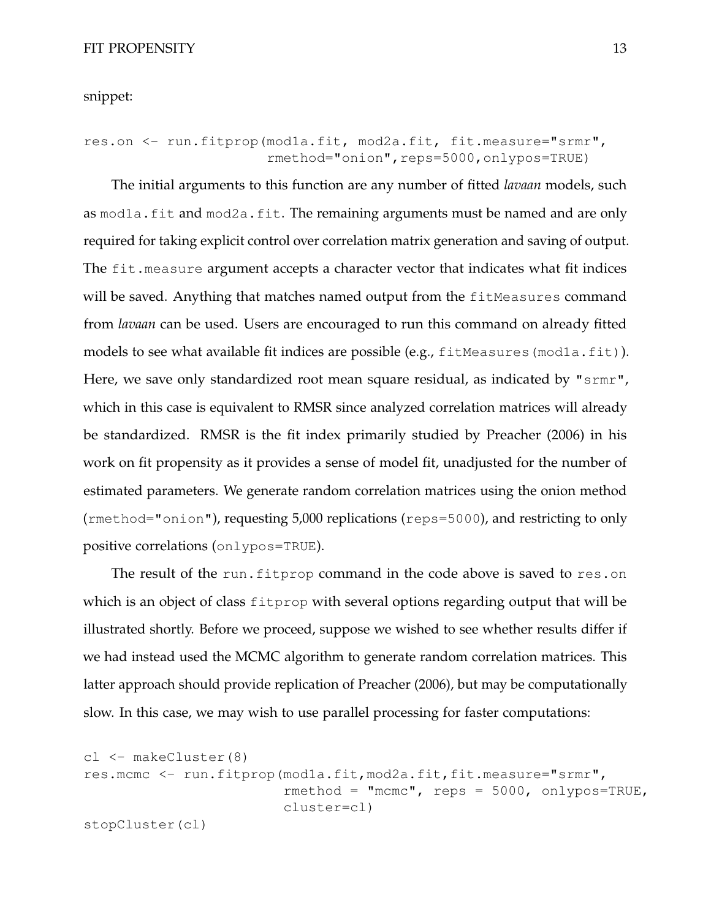snippet:

```
res.on <- run.fitprop(mod1a.fit, mod2a.fit, fit.measure="srmr",
                      rmethod="onion",reps=5000,onlypos=TRUE)
```

The initial arguments to this function are any number of fitted *lavaan* models, such as `mod1a.fit` and `mod2a.fit`. The remaining arguments must be named and are only required for taking explicit control over correlation matrix generation and saving of output. The `fit.measure` argument accepts a character vector that indicates what fit indices will be saved. Anything that matches named output from the `fitMeasures` command from *lavaan* can be used. Users are encouraged to run this command on already fitted models to see what available fit indices are possible (e.g., `fitMeasures(mod1a.fit)`). Here, we save only standardized root mean square residual, as indicated by `"srmr"`, which in this case is equivalent to RMSR since analyzed correlation matrices will already be standardized. RMSR is the fit index primarily studied by Preacher (2006) in his work on fit propensity as it provides a sense of model fit, unadjusted for the number of estimated parameters. We generate random correlation matrices using the onion method (`rmethod="onion"`), requesting 5,000 replications (`reps=5000`), and restricting to only positive correlations (`onlypos=TRUE`).

The result of the `run.fitprop` command in the code above is saved to `res.on` which is an object of class `fitprop` with several options regarding output that will be illustrated shortly. Before we proceed, suppose we wished to see whether results differ if we had instead used the MCMC algorithm to generate random correlation matrices. This latter approach should provide replication of Preacher (2006), but may be computationally slow. In this case, we may wish to use parallel processing for faster computations:

```
cl <- makeCluster(8)
res.mcmc <- run.fitprop(mod1a.fit,mod2a.fit,fit.measure="srmr",
                        rmethod = "mcmc", reps = 5000, onlypos=TRUE,
                        cluster=cl)
stopCluster(cl)
```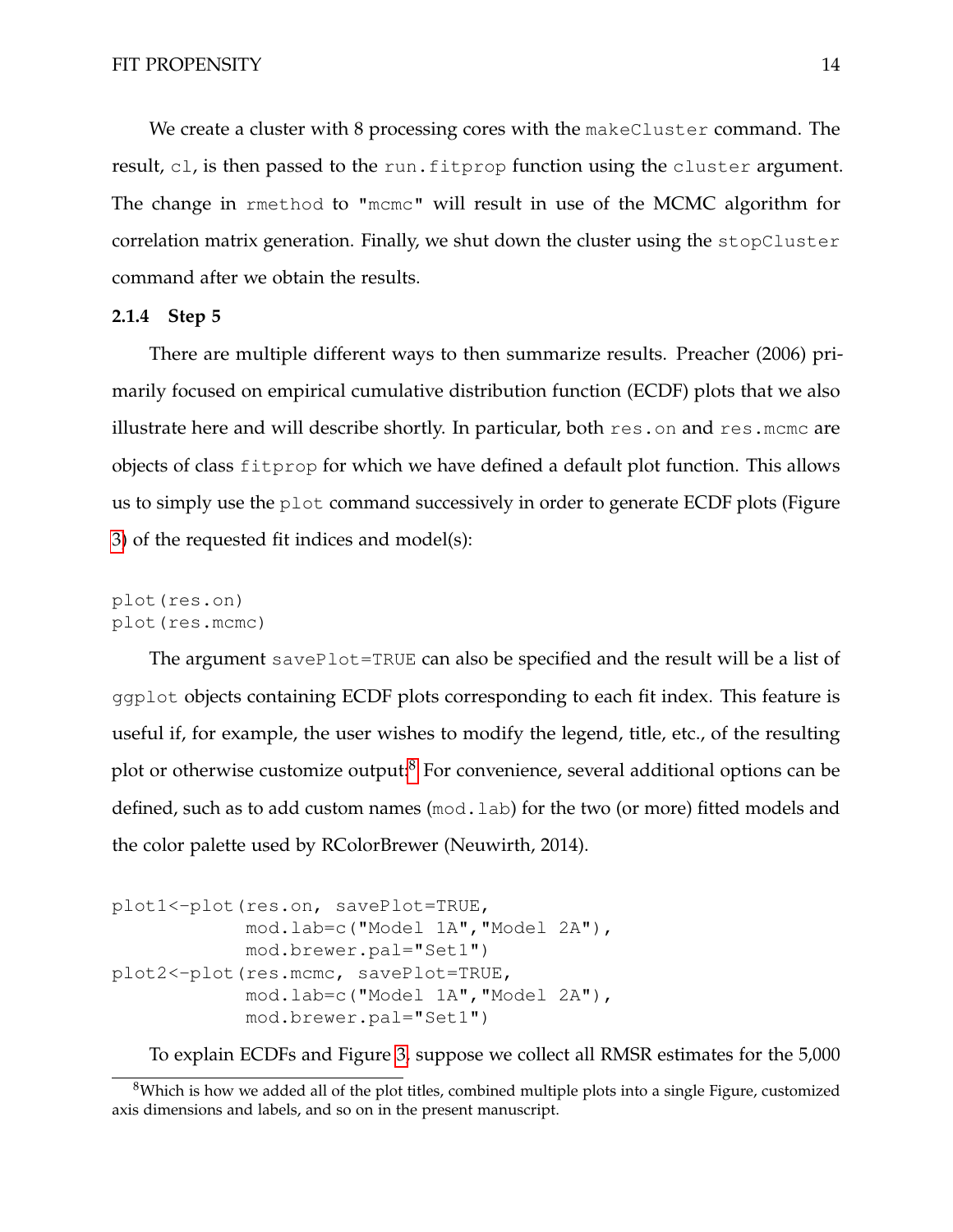We create a cluster with 8 processing cores with the `makeCluster` command. The result, `cl`, is then passed to the `run.fitprop` function using the `cluster` argument. The change in `rmethod` to `"mcmc"` will result in use of the MCMC algorithm for correlation matrix generation. Finally, we shut down the cluster using the `stopCluster` command after we obtain the results.

#### 2.1.4 Step 5

There are multiple different ways to then summarize results. Preacher (2006) primarily focused on empirical cumulative distribution function (ECDF) plots that we also illustrate here and will describe shortly. In particular, both `res.on` and `res.mcmc` are objects of class `fitprop` for which we have defined a default plot function. This allows us to simply use the `plot` command successively in order to generate ECDF plots (Figure 3) of the requested fit indices and model(s):

```
plot(res.on)
plot(res.mcmc)
```

The argument `savePlot=TRUE` can also be specified and the result will be a list of `ggplot` objects containing ECDF plots corresponding to each fit index. This feature is useful if, for example, the user wishes to modify the legend, title, etc., of the resulting plot or otherwise customize output.[8] For convenience, several additional options can be defined, such as to add custom names (`mod.lab`) for the two (or more) fitted models and the color palette used by RColorBrewer (Neuwirth, 2014).

```
plot1<-plot(res.on, savePlot=TRUE,
            mod.lab=c("Model 1A","Model 2A"),
            mod.brewer.pal="Set1")
plot2<-plot(res.mcmc, savePlot=TRUE,
            mod.lab=c("Model 1A","Model 2A"),
            mod.brewer.pal="Set1")
```

To explain ECDFs and Figure 3, suppose we collect all RMSR estimates for the 5,000

[8] Which is how we added all of the plot titles, combined multiple plots into a single Figure, customized axis dimensions and labels, and so on in the present manuscript.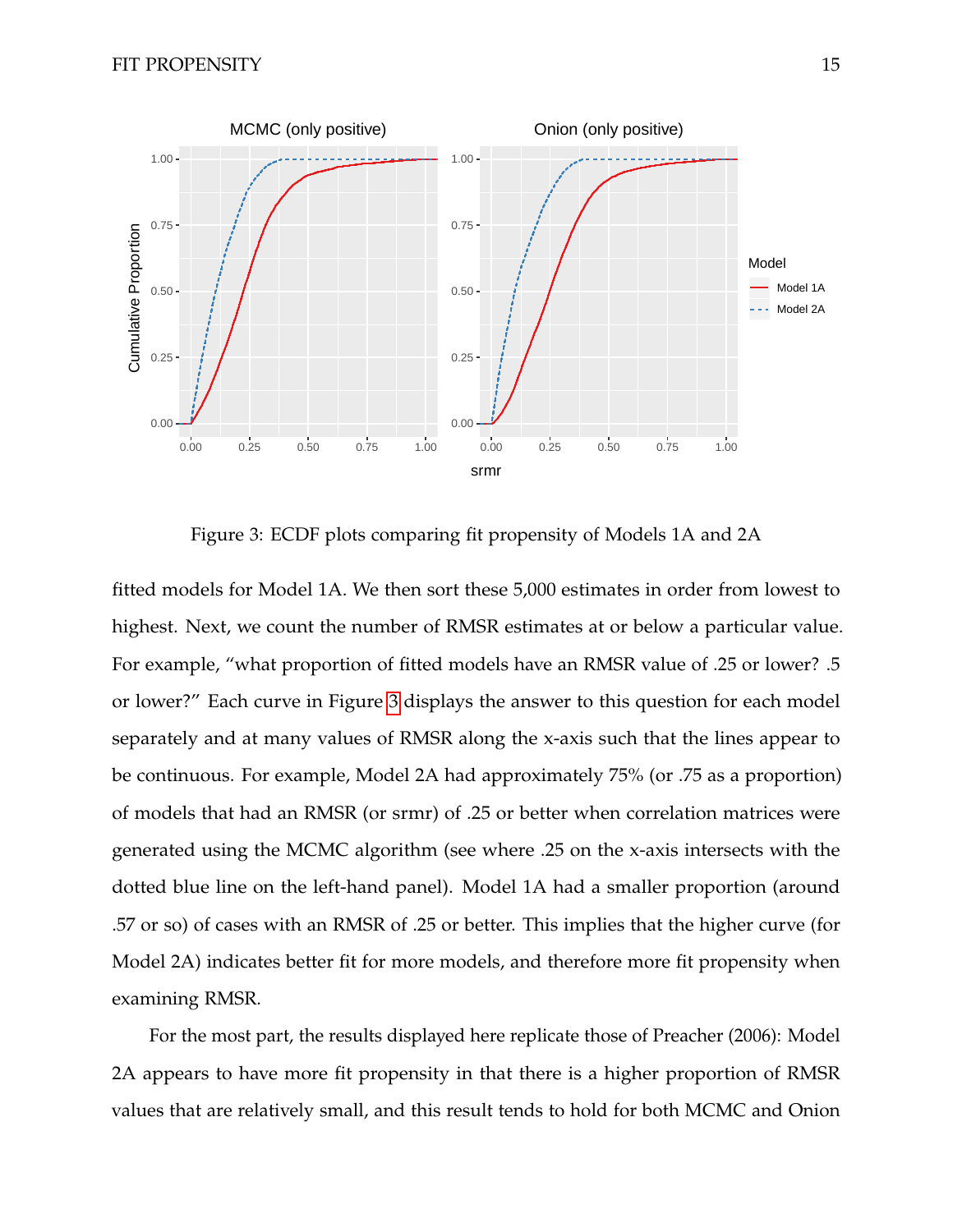Figure 3: ECDF plots comparing fit propensity of Models 1A and 2A

fitted models for Model 1A. We then sort these 5,000 estimates in order from lowest to highest. Next, we count the number of RMSR estimates at or below a particular value. For example, "what proportion of fitted models have an RMSR value of .25 or lower? .5 or lower?" Each curve in Figure 3 displays the answer to this question for each model separately and at many values of RMSR along the x-axis such that the lines appear to be continuous. For example, Model 2A had approximately 75% (or .75 as a proportion) of models that had an RMSR (or srmr) of .25 or better when correlation matrices were generated using the MCMC algorithm (see where .25 on the x-axis intersects with the dotted blue line on the left-hand panel). Model 1A had a smaller proportion (around .57 or so) of cases with an RMSR of .25 or better. This implies that the higher curve (for Model 2A) indicates better fit for more models, and therefore more fit propensity when examining RMSR.

For the most part, the results displayed here replicate those of Preacher (2006): Model 2A appears to have more fit propensity in that there is a higher proportion of RMSR values that are relatively small, and this result tends to hold for both MCMC and Onion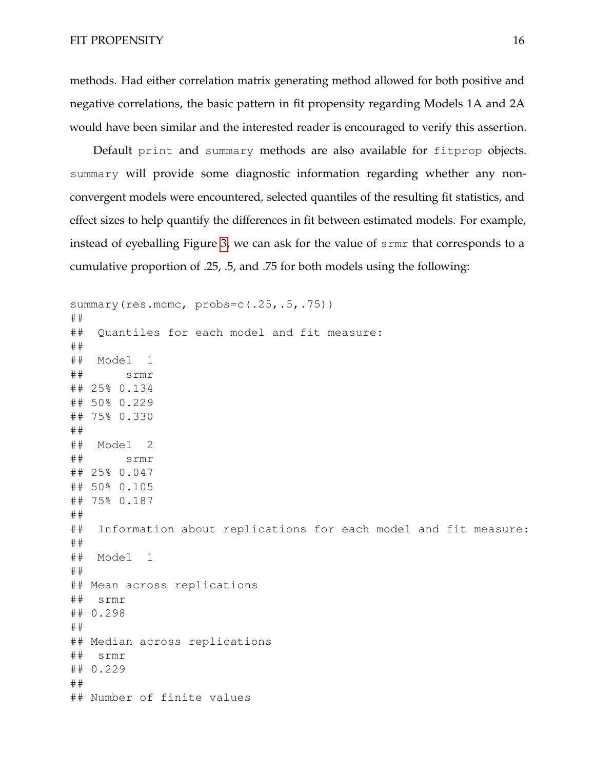methods. Had either correlation matrix generating method allowed for both positive and negative correlations, the basic pattern in fit propensity regarding Models 1A and 2A would have been similar and the interested reader is encouraged to verify this assertion.

Default `print` and `summary` methods are also available for `fitprop` objects. `summary` will provide some diagnostic information regarding whether any non-convergent models were encountered, selected quantiles of the resulting fit statistics, and effect sizes to help quantify the differences in fit between estimated models. For example, instead of eyeballing Figure 3, we can ask for the value of `srmr` that corresponds to a cumulative proportion of .25, .5, and .75 for both models using the following:

```
summary(res.mcmc, probs=c(.25,.5,.75))
##
##  Quantiles for each model and fit measure:
##
##  Model  1
##      srmr
## 25% 0.134
## 50% 0.229
## 75% 0.330
##
##  Model  2
##      srmr
## 25% 0.047
## 50% 0.105
## 75% 0.187
##
##  Information about replications for each model and fit measure:
##
##  Model  1
##
## Mean across replications
##  srmr
## 0.298
##
## Median across replications
##  srmr
## 0.229
##
## Number of finite values
```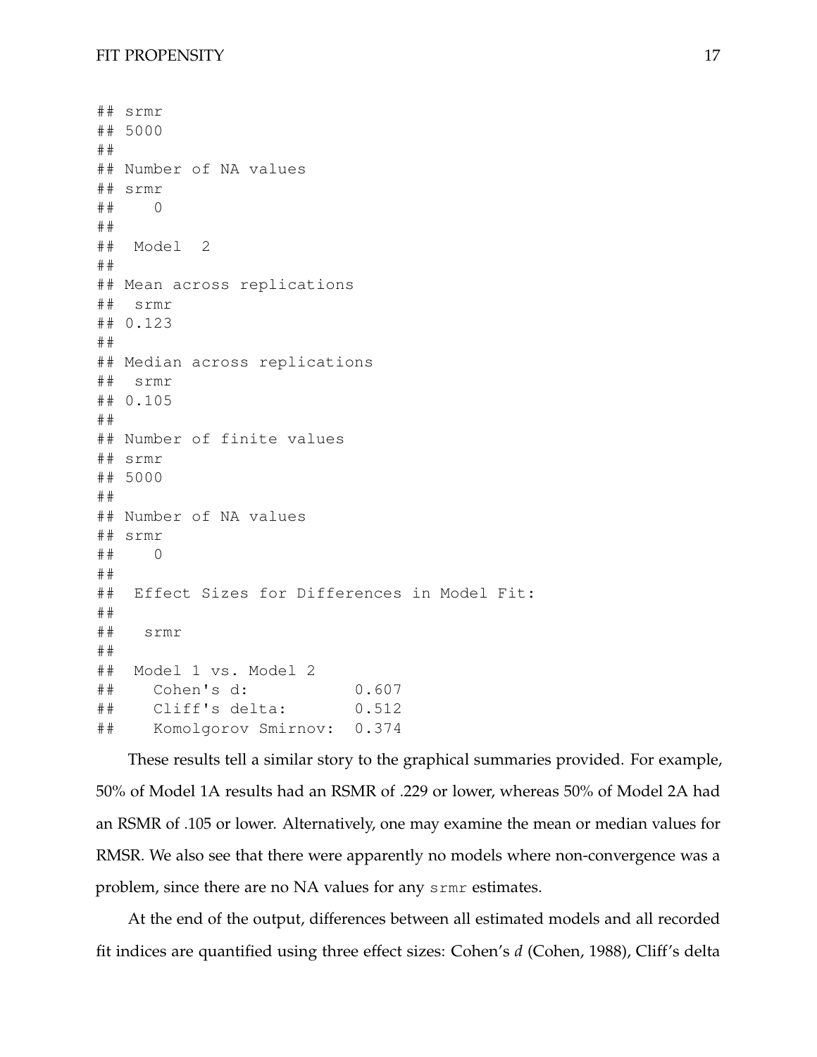```
## srmr
## 5000
##
## Number of NA values
## srmr
##    0
##
##  Model  2
##
## Mean across replications
##  srmr
## 0.123
##
## Median across replications
##  srmr
## 0.105
##
## Number of finite values
## srmr
## 5000
##
## Number of NA values
## srmr
##    0
##
##  Effect Sizes for Differences in Model Fit:
##
##   srmr
##
##  Model 1 vs. Model 2
##    Cohen's d:           0.607
##    Cliff's delta:       0.512
##    Komolgorov Smirnov:  0.374
```

These results tell a similar story to the graphical summaries provided. For example, 50% of Model 1A results had an RSMR of .229 or lower, whereas 50% of Model 2A had an RSMR of .105 or lower. Alternatively, one may examine the mean or median values for RMSR. We also see that there were apparently no models where non-convergence was a problem, since there are no NA values for any `srmr` estimates.

At the end of the output, differences between all estimated models and all recorded fit indices are quantified using three effect sizes: Cohen's *d* (Cohen, 1988), Cliff's delta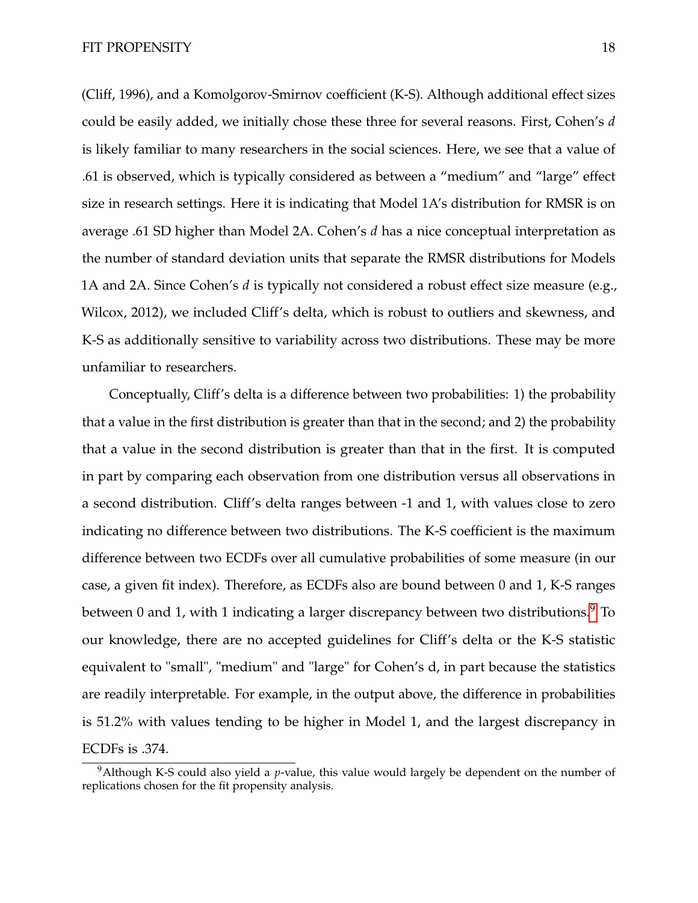(Cliff, 1996), and a Komolgorov-Smirnov coefficient (K-S). Although additional effect sizes could be easily added, we initially chose these three for several reasons. First, Cohen's $d$ is likely familiar to many researchers in the social sciences. Here, we see that a value of .61 is observed, which is typically considered as between a "medium" and "large" effect size in research settings. Here it is indicating that Model 1A's distribution for RMSR is on average .61 SD higher than Model 2A. Cohen's $d$ has a nice conceptual interpretation as the number of standard deviation units that separate the RMSR distributions for Models 1A and 2A. Since Cohen's $d$ is typically not considered a robust effect size measure (e.g., Wilcox, 2012), we included Cliff's delta, which is robust to outliers and skewness, and K-S as additionally sensitive to variability across two distributions. These may be more unfamiliar to researchers.

Conceptually, Cliff's delta is a difference between two probabilities: 1) the probability that a value in the first distribution is greater than that in the second; and 2) the probability that a value in the second distribution is greater than that in the first. It is computed in part by comparing each observation from one distribution versus all observations in a second distribution. Cliff's delta ranges between -1 and 1, with values close to zero indicating no difference between two distributions. The K-S coefficient is the maximum difference between two ECDFs over all cumulative probabilities of some measure (in our case, a given fit index). Therefore, as ECDFs also are bound between 0 and 1, K-S ranges between 0 and 1, with 1 indicating a larger discrepancy between two distributions.[9] To our knowledge, there are no accepted guidelines for Cliff's delta or the K-S statistic equivalent to "small", "medium" and "large" for Cohen's d, in part because the statistics are readily interpretable. For example, in the output above, the difference in probabilities is 51.2% with values tending to be higher in Model 1, and the largest discrepancy in ECDFs is .374.

[9] Although K-S could also yield a $p$-value, this value would largely be dependent on the number of replications chosen for the fit propensity analysis.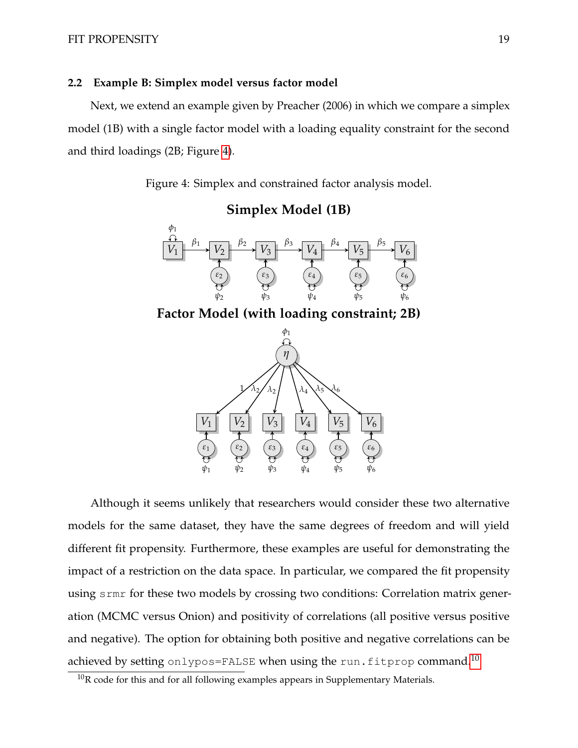### 2.2 Example B: Simplex model versus factor model

Next, we extend an example given by Preacher (2006) in which we compare a simplex model (1B) with a single factor model with a loading equality constraint for the second and third loadings (2B; Figure 4).

Figure 4: Simplex and constrained factor analysis model.

**Simplex Model (1B)**

**Factor Model (with loading constraint; 2B)**

Although it seems unlikely that researchers would consider these two alternative models for the same dataset, they have the same degrees of freedom and will yield different fit propensity. Furthermore, these examples are useful for demonstrating the impact of a restriction on the data space. In particular, we compared the fit propensity using `srmr` for these two models by crossing two conditions: Correlation matrix generation (MCMC versus Onion) and positivity of correlations (all positive versus positive and negative). The option for obtaining both positive and negative correlations can be achieved by setting `onlypos=FALSE` when using the `run.fitprop` command.[10]

[10] R code for this and for all following examples appears in Supplementary Materials.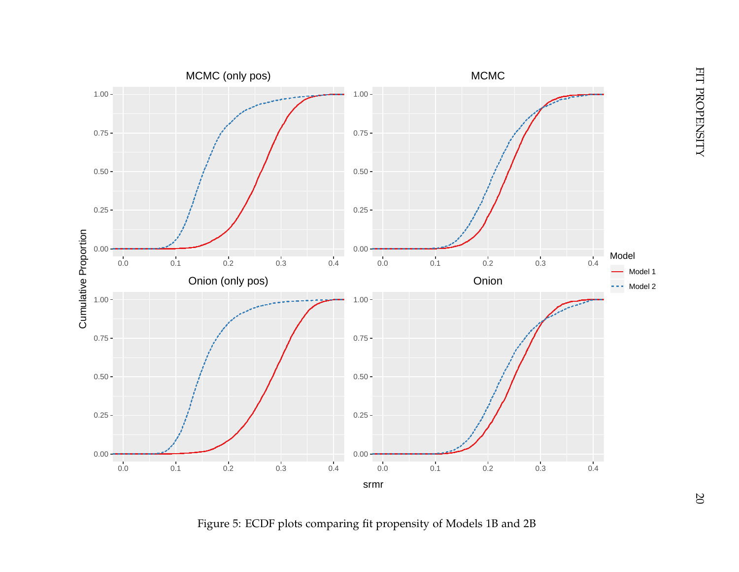Figure 5: ECDF plots comparing fit propensity of Models 1B and 2B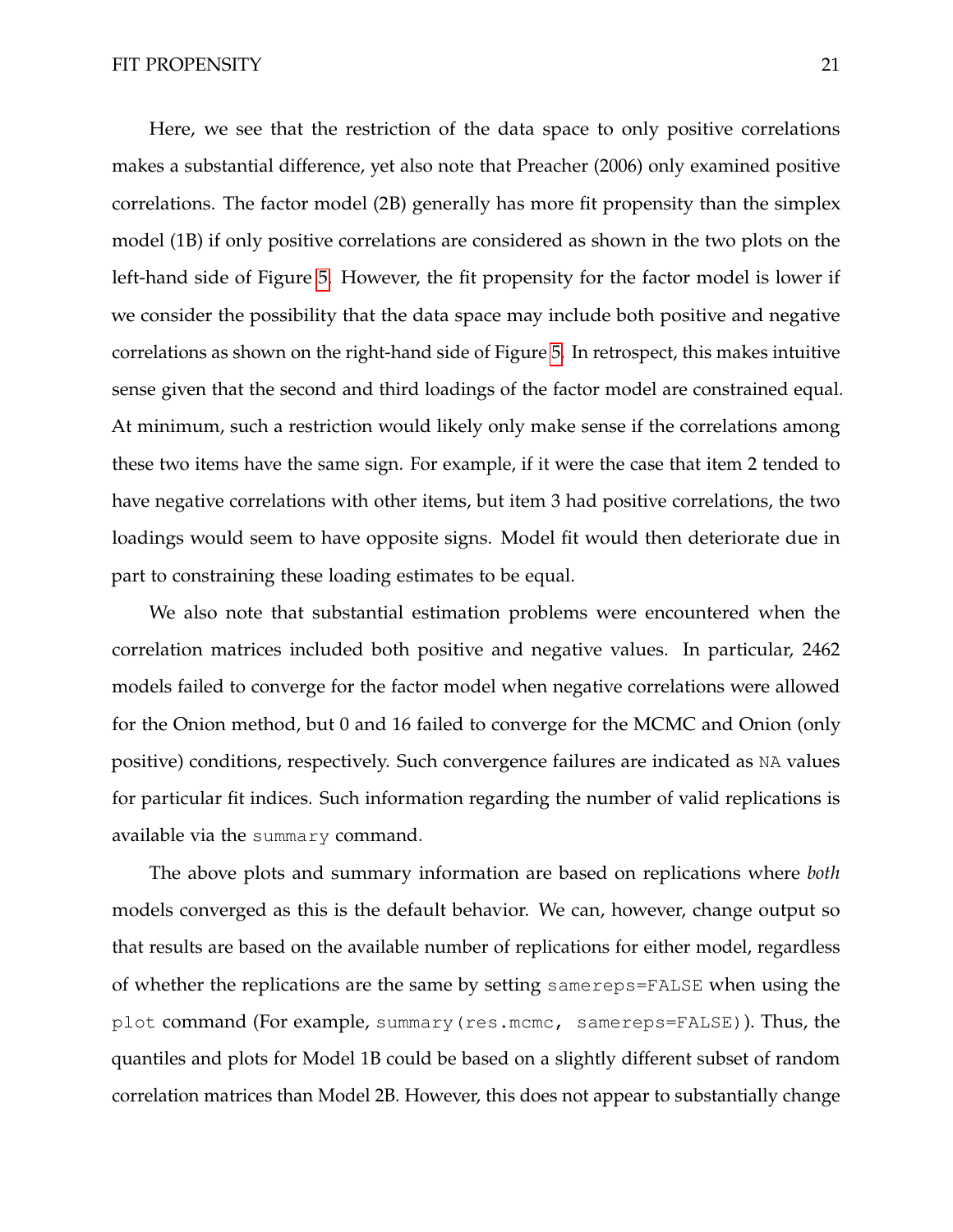Here, we see that the restriction of the data space to only positive correlations makes a substantial difference, yet also note that Preacher (2006) only examined positive correlations. The factor model (2B) generally has more fit propensity than the simplex model (1B) if only positive correlations are considered as shown in the two plots on the left-hand side of Figure 5. However, the fit propensity for the factor model is lower if we consider the possibility that the data space may include both positive and negative correlations as shown on the right-hand side of Figure 5. In retrospect, this makes intuitive sense given that the second and third loadings of the factor model are constrained equal. At minimum, such a restriction would likely only make sense if the correlations among these two items have the same sign. For example, if it were the case that item 2 tended to have negative correlations with other items, but item 3 had positive correlations, the two loadings would seem to have opposite signs. Model fit would then deteriorate due in part to constraining these loading estimates to be equal.

We also note that substantial estimation problems were encountered when the correlation matrices included both positive and negative values. In particular, 2462 models failed to converge for the factor model when negative correlations were allowed for the Onion method, but 0 and 16 failed to converge for the MCMC and Onion (only positive) conditions, respectively. Such convergence failures are indicated as `NA` values for particular fit indices. Such information regarding the number of valid replications is available via the `summary` command.

The above plots and summary information are based on replications where *both* models converged as this is the default behavior. We can, however, change output so that results are based on the available number of replications for either model, regardless of whether the replications are the same by setting `samereps=FALSE` when using the `plot` command (For example, `summary(res.mcmc, samereps=FALSE)`). Thus, the quantiles and plots for Model 1B could be based on a slightly different subset of random correlation matrices than Model 2B. However, this does not appear to substantially change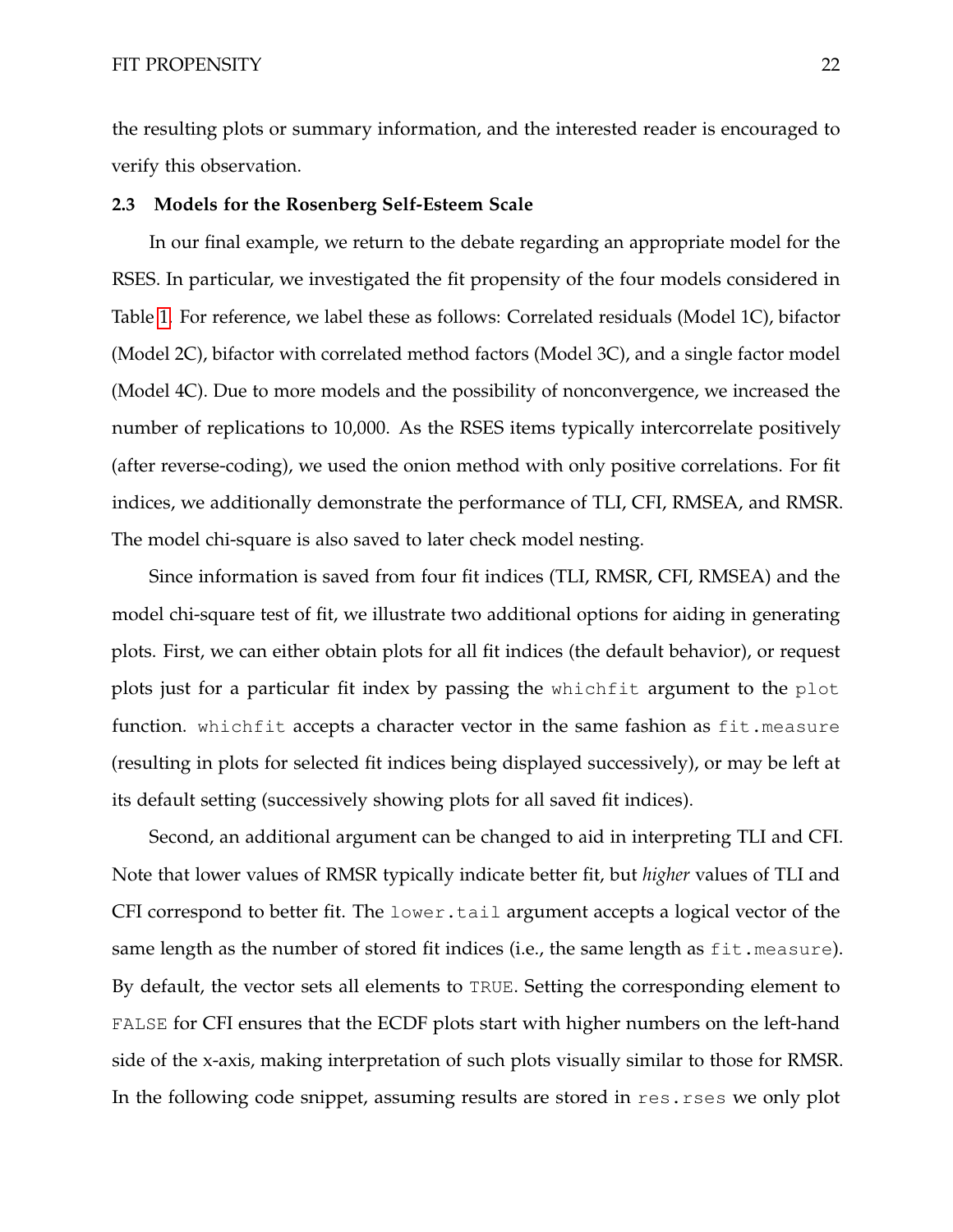the resulting plots or summary information, and the interested reader is encouraged to verify this observation.

### 2.3 Models for the Rosenberg Self-Esteem Scale

In our final example, we return to the debate regarding an appropriate model for the RSES. In particular, we investigated the fit propensity of the four models considered in Table 1. For reference, we label these as follows: Correlated residuals (Model 1C), bifactor (Model 2C), bifactor with correlated method factors (Model 3C), and a single factor model (Model 4C). Due to more models and the possibility of nonconvergence, we increased the number of replications to 10,000. As the RSES items typically intercorrelate positively (after reverse-coding), we used the onion method with only positive correlations. For fit indices, we additionally demonstrate the performance of TLI, CFI, RMSEA, and RMSR. The model chi-square is also saved to later check model nesting.

Since information is saved from four fit indices (TLI, RMSR, CFI, RMSEA) and the model chi-square test of fit, we illustrate two additional options for aiding in generating plots. First, we can either obtain plots for all fit indices (the default behavior), or request plots just for a particular fit index by passing the `whichfit` argument to the `plot` function. `whichfit` accepts a character vector in the same fashion as `fit.measure` (resulting in plots for selected fit indices being displayed successively), or may be left at its default setting (successively showing plots for all saved fit indices).

Second, an additional argument can be changed to aid in interpreting TLI and CFI. Note that lower values of RMSR typically indicate better fit, but *higher* values of TLI and CFI correspond to better fit. The `lower.tail` argument accepts a logical vector of the same length as the number of stored fit indices (i.e., the same length as `fit.measure`). By default, the vector sets all elements to `TRUE`. Setting the corresponding element to `FALSE` for CFI ensures that the ECDF plots start with higher numbers on the left-hand side of the x-axis, making interpretation of such plots visually similar to those for RMSR. In the following code snippet, assuming results are stored in `res.rses` we only plot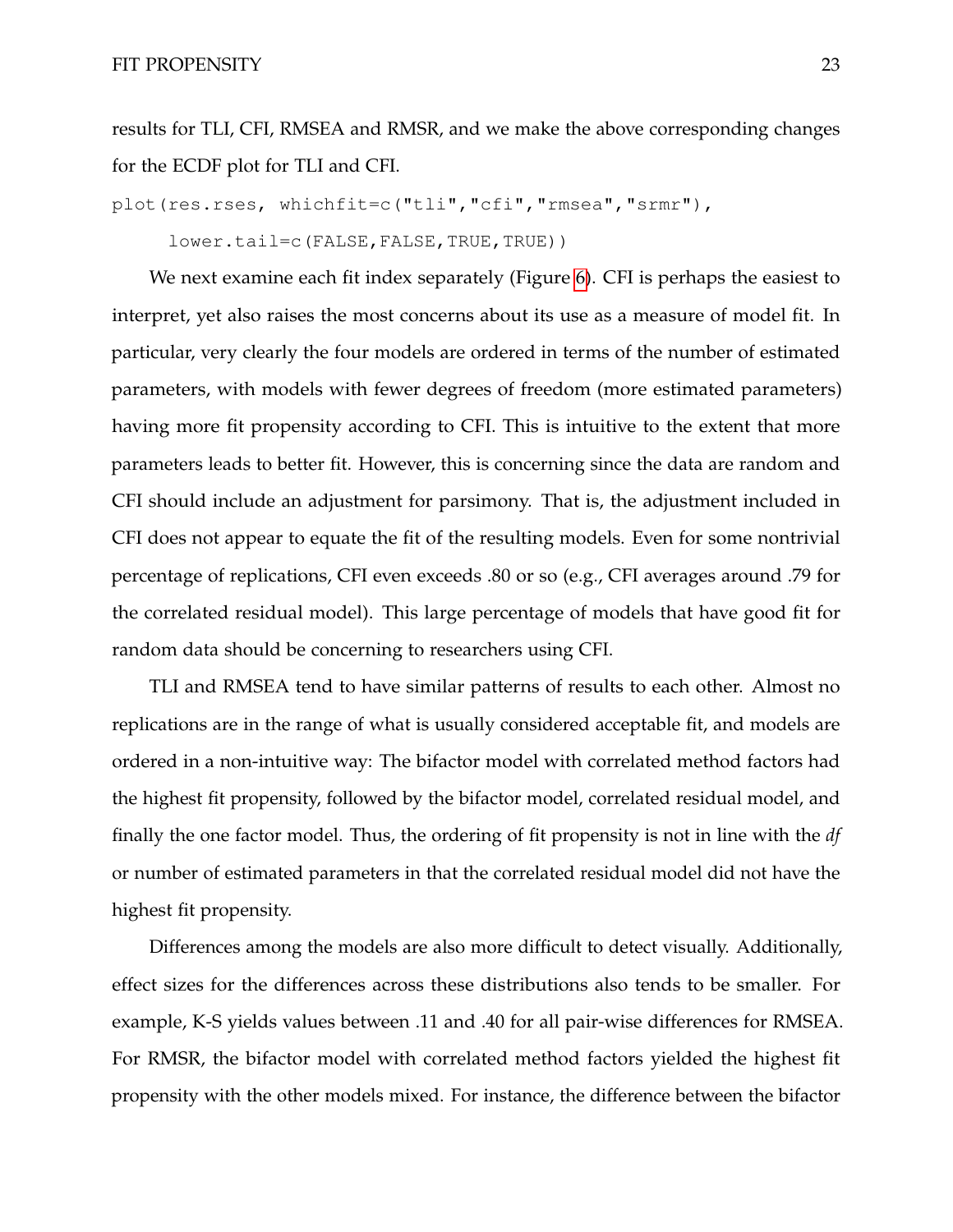results for TLI, CFI, RMSEA and RMSR, and we make the above corresponding changes for the ECDF plot for TLI and CFI.

```
plot(res.rses, whichfit=c("tli","cfi","rmsea","srmr"),
     lower.tail=c(FALSE,FALSE,TRUE,TRUE))
```

We next examine each fit index separately (Figure 6). CFI is perhaps the easiest to interpret, yet also raises the most concerns about its use as a measure of model fit. In particular, very clearly the four models are ordered in terms of the number of estimated parameters, with models with fewer degrees of freedom (more estimated parameters) having more fit propensity according to CFI. This is intuitive to the extent that more parameters leads to better fit. However, this is concerning since the data are random and CFI should include an adjustment for parsimony. That is, the adjustment included in CFI does not appear to equate the fit of the resulting models. Even for some nontrivial percentage of replications, CFI even exceeds .80 or so (e.g., CFI averages around .79 for the correlated residual model). This large percentage of models that have good fit for random data should be concerning to researchers using CFI.

TLI and RMSEA tend to have similar patterns of results to each other. Almost no replications are in the range of what is usually considered acceptable fit, and models are ordered in a non-intuitive way: The bifactor model with correlated method factors had the highest fit propensity, followed by the bifactor model, correlated residual model, and finally the one factor model. Thus, the ordering of fit propensity is not in line with the *df* or number of estimated parameters in that the correlated residual model did not have the highest fit propensity.

Differences among the models are also more difficult to detect visually. Additionally, effect sizes for the differences across these distributions also tends to be smaller. For example, K-S yields values between .11 and .40 for all pair-wise differences for RMSEA. For RMSR, the bifactor model with correlated method factors yielded the highest fit propensity with the other models mixed. For instance, the difference between the bifactor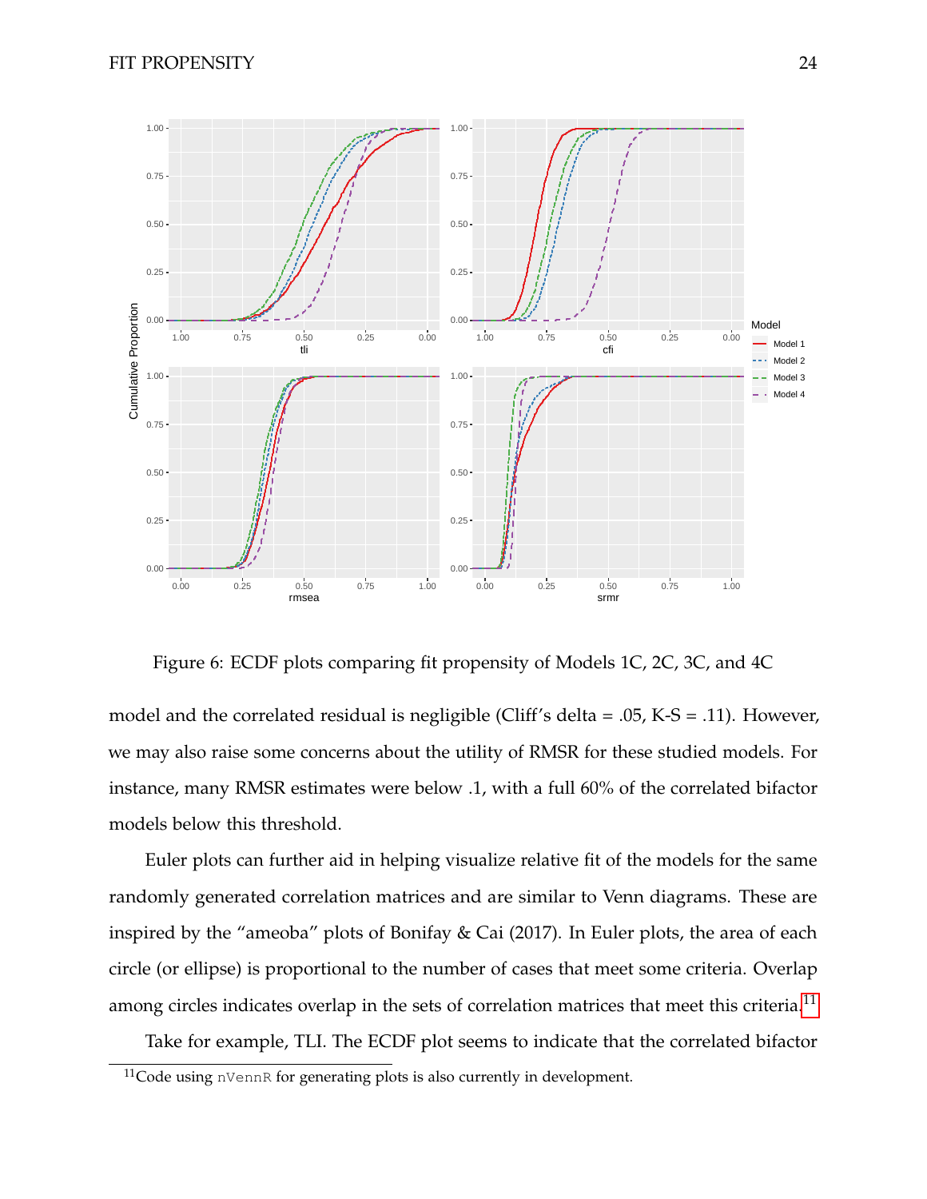Figure 6: ECDF plots comparing fit propensity of Models 1C, 2C, 3C, and 4C

model and the correlated residual is negligible (Cliff's delta = .05, K-S = .11). However, we may also raise some concerns about the utility of RMSR for these studied models. For instance, many RMSR estimates were below .1, with a full 60% of the correlated bifactor models below this threshold.

Euler plots can further aid in helping visualize relative fit of the models for the same randomly generated correlation matrices and are similar to Venn diagrams. These are inspired by the "ameoba" plots of Bonifay & Cai (2017). In Euler plots, the area of each circle (or ellipse) is proportional to the number of cases that meet some criteria. Overlap among circles indicates overlap in the sets of correlation matrices that meet this criteria.[11]

Take for example, TLI. The ECDF plot seems to indicate that the correlated bifactor

[11] Code using `nVennR` for generating plots is also currently in development.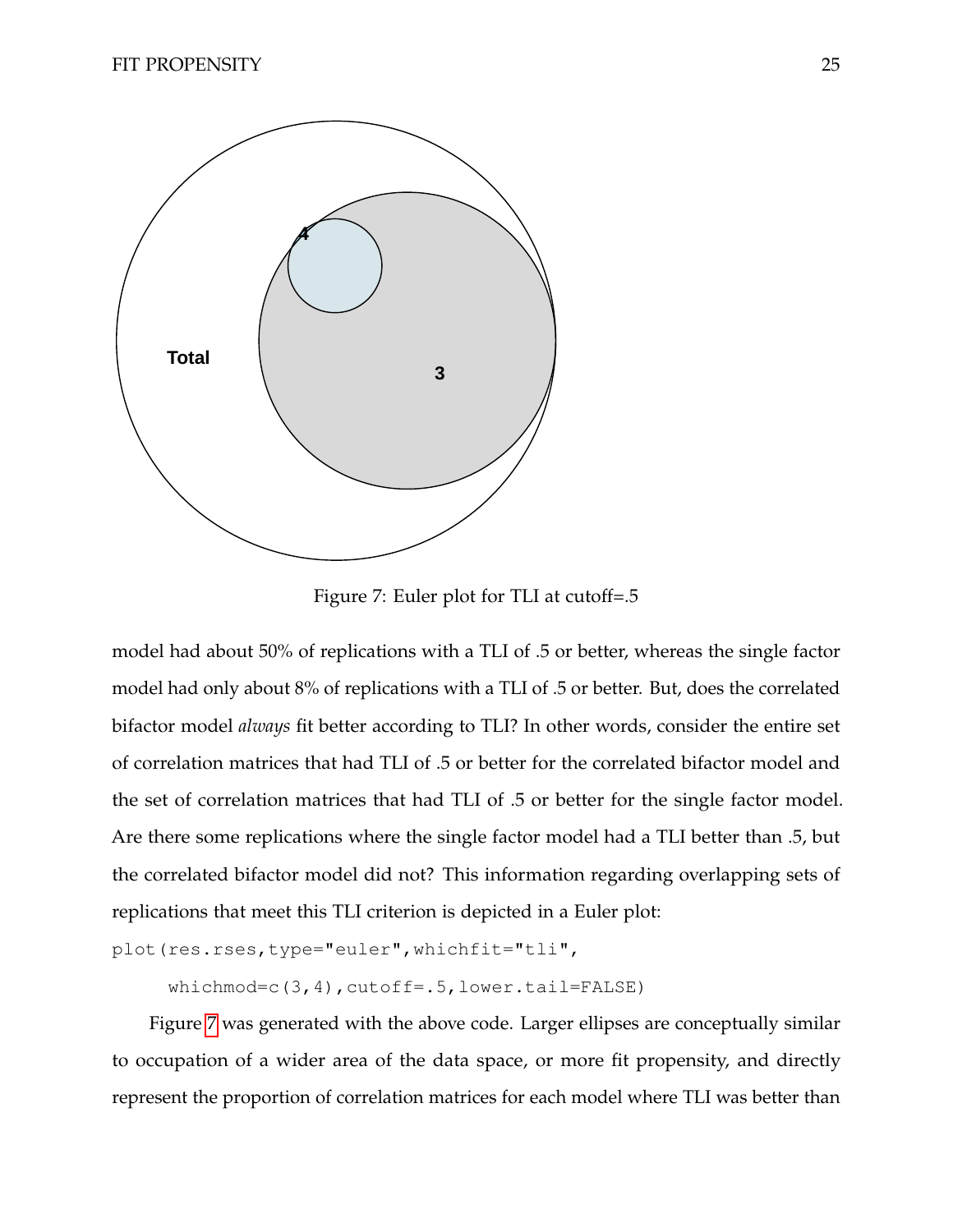Figure 7: Euler plot for TLI at cutoff=.5

model had about 50% of replications with a TLI of .5 or better, whereas the single factor model had only about 8% of replications with a TLI of .5 or better. But, does the correlated bifactor model *always* fit better according to TLI? In other words, consider the entire set of correlation matrices that had TLI of .5 or better for the correlated bifactor model and the set of correlation matrices that had TLI of .5 or better for the single factor model. Are there some replications where the single factor model had a TLI better than .5, but the correlated bifactor model did not? This information regarding overlapping sets of replications that meet this TLI criterion is depicted in a Euler plot:

```
plot(res.rses,type="euler",whichfit="tli",
     whichmod=c(3,4),cutoff=.5,lower.tail=FALSE)
```

Figure 7 was generated with the above code. Larger ellipses are conceptually similar to occupation of a wider area of the data space, or more fit propensity, and directly represent the proportion of correlation matrices for each model where TLI was better than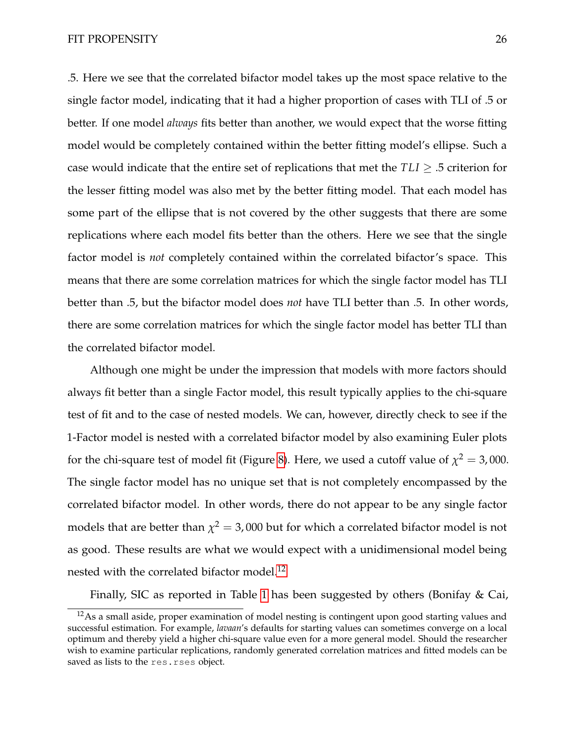.5. Here we see that the correlated bifactor model takes up the most space relative to the single factor model, indicating that it had a higher proportion of cases with TLI of .5 or better. If one model *always* fits better than another, we would expect that the worse fitting model would be completely contained within the better fitting model's ellipse. Such a case would indicate that the entire set of replications that met the $TLI \geq .5$ criterion for the lesser fitting model was also met by the better fitting model. That each model has some part of the ellipse that is not covered by the other suggests that there are some replications where each model fits better than the others. Here we see that the single factor model is *not* completely contained within the correlated bifactor's space. This means that there are some correlation matrices for which the single factor model has TLI better than .5, but the bifactor model does *not* have TLI better than .5. In other words, there are some correlation matrices for which the single factor model has better TLI than the correlated bifactor model.

Although one might be under the impression that models with more factors should always fit better than a single Factor model, this result typically applies to the chi-square test of fit and to the case of nested models. We can, however, directly check to see if the 1-Factor model is nested with a correlated bifactor model by also examining Euler plots for the chi-square test of model fit (Figure 8). Here, we used a cutoff value of $\chi^2 = 3,000$. The single factor model has no unique set that is not completely encompassed by the correlated bifactor model. In other words, there do not appear to be any single factor models that are better than $\chi^2 = 3,000$ but for which a correlated bifactor model is not as good. These results are what we would expect with a unidimensional model being nested with the correlated bifactor model.[12]

Finally, SIC as reported in Table 1 has been suggested by others (Bonifay & Cai,

[12] As a small aside, proper examination of model nesting is contingent upon good starting values and successful estimation. For example, *lavaan*'s defaults for starting values can sometimes converge on a local optimum and thereby yield a higher chi-square value even for a more general model. Should the researcher wish to examine particular replications, randomly generated correlation matrices and fitted models can be saved as lists to the `res.rses` object.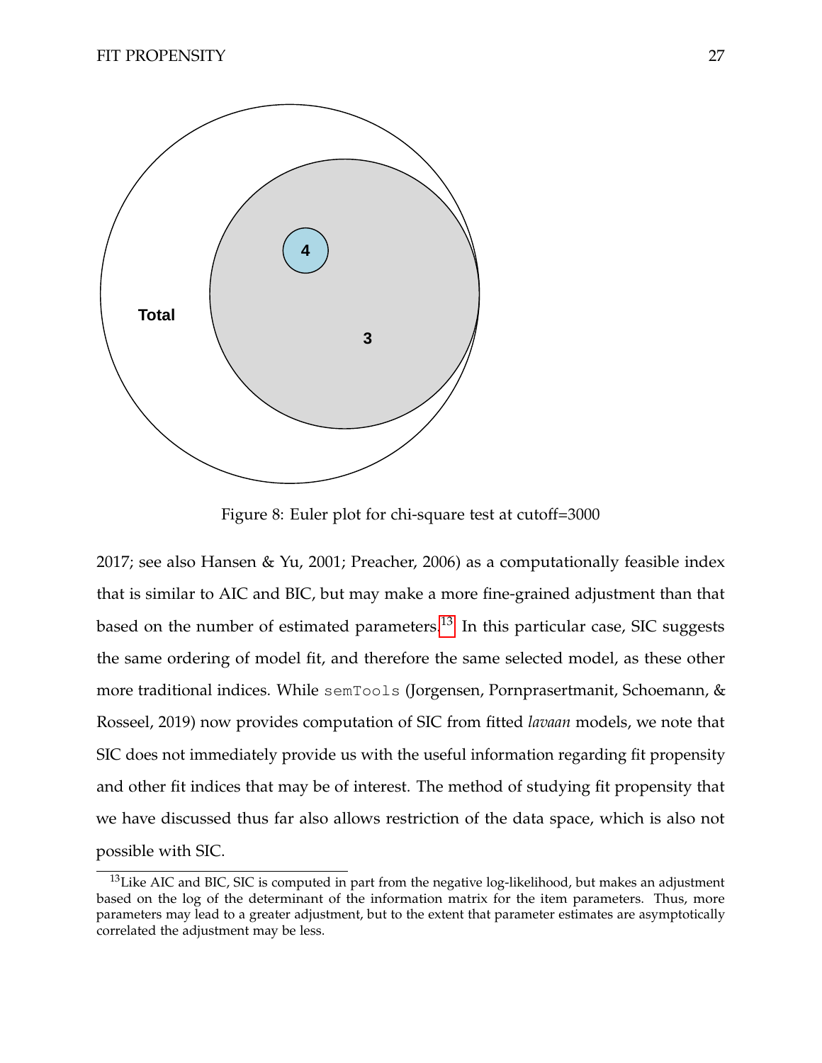Figure 8: Euler plot for chi-square test at cutoff=3000

2017; see also Hansen & Yu, 2001; Preacher, 2006) as a computationally feasible index that is similar to AIC and BIC, but may make a more fine-grained adjustment than that based on the number of estimated parameters.[13] In this particular case, SIC suggests the same ordering of model fit, and therefore the same selected model, as these other more traditional indices. While `semTools` (Jorgensen, Pornprasertmanit, Schoemann, & Rosseel, 2019) now provides computation of SIC from fitted *lavaan* models, we note that SIC does not immediately provide us with the useful information regarding fit propensity and other fit indices that may be of interest. The method of studying fit propensity that we have discussed thus far also allows restriction of the data space, which is also not possible with SIC.

[13] Like AIC and BIC, SIC is computed in part from the negative log-likelihood, but makes an adjustment based on the log of the determinant of the information matrix for the item parameters. Thus, more parameters may lead to a greater adjustment, but to the extent that parameter estimates are asymptotically correlated the adjustment may be less.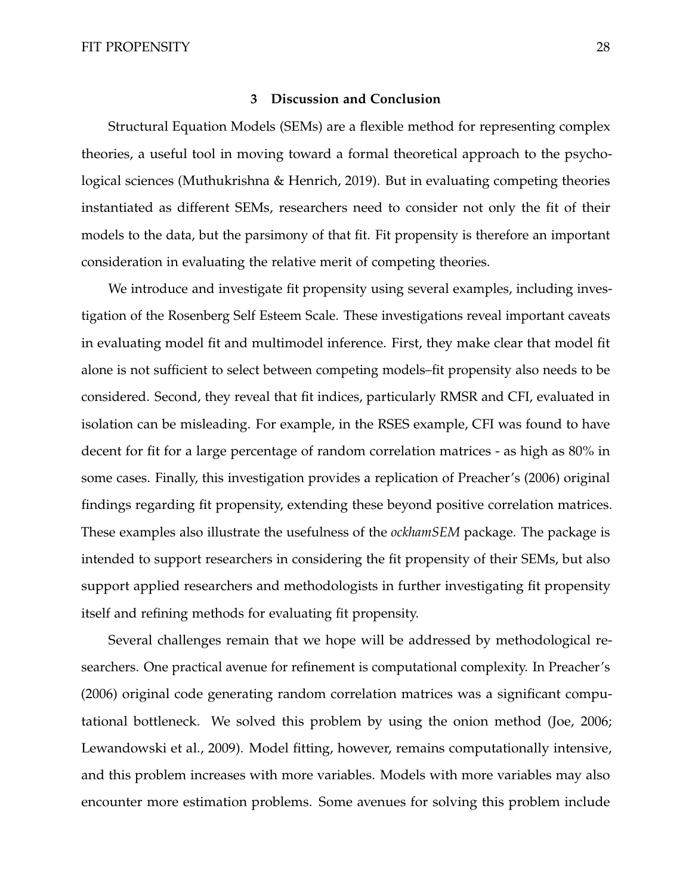# 3 Discussion and Conclusion

Structural Equation Models (SEMs) are a flexible method for representing complex theories, a useful tool in moving toward a formal theoretical approach to the psychological sciences (Muthukrishna & Henrich, 2019). But in evaluating competing theories instantiated as different SEMs, researchers need to consider not only the fit of their models to the data, but the parsimony of that fit. Fit propensity is therefore an important consideration in evaluating the relative merit of competing theories.

We introduce and investigate fit propensity using several examples, including investigation of the Rosenberg Self Esteem Scale. These investigations reveal important caveats in evaluating model fit and multimodel inference. First, they make clear that model fit alone is not sufficient to select between competing models–fit propensity also needs to be considered. Second, they reveal that fit indices, particularly RMSR and CFI, evaluated in isolation can be misleading. For example, in the RSES example, CFI was found to have decent for fit for a large percentage of random correlation matrices - as high as 80% in some cases. Finally, this investigation provides a replication of Preacher's (2006) original findings regarding fit propensity, extending these beyond positive correlation matrices. These examples also illustrate the usefulness of the *ockhamSEM* package. The package is intended to support researchers in considering the fit propensity of their SEMs, but also support applied researchers and methodologists in further investigating fit propensity itself and refining methods for evaluating fit propensity.

Several challenges remain that we hope will be addressed by methodological researchers. One practical avenue for refinement is computational complexity. In Preacher's (2006) original code generating random correlation matrices was a significant computational bottleneck. We solved this problem by using the onion method (Joe, 2006; Lewandowski et al., 2009). Model fitting, however, remains computationally intensive, and this problem increases with more variables. Models with more variables may also encounter more estimation problems. Some avenues for solving this problem include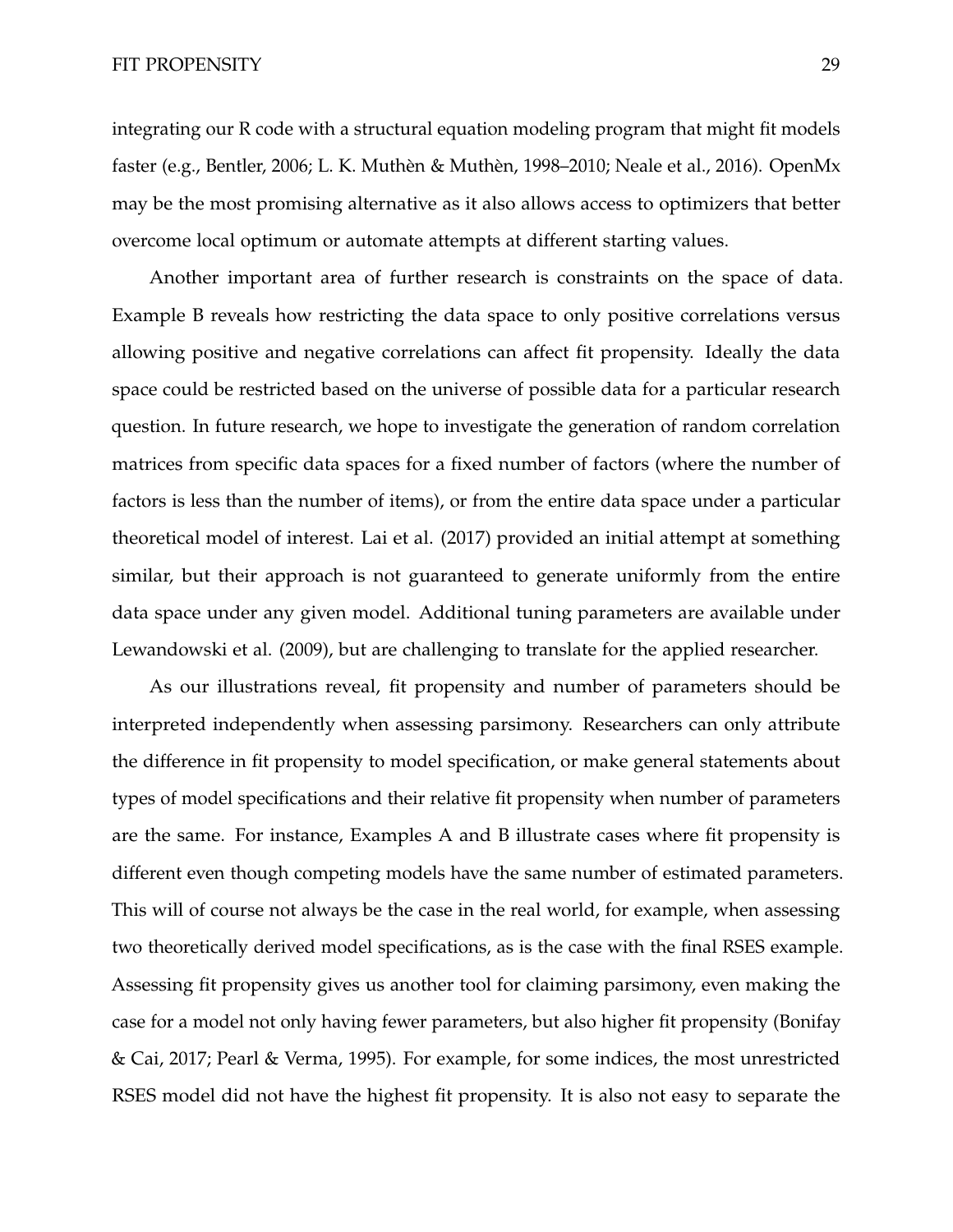integrating our R code with a structural equation modeling program that might fit models faster (e.g., Bentler, 2006; L. K. Muthèn & Muthèn, 1998–2010; Neale et al., 2016). OpenMx may be the most promising alternative as it also allows access to optimizers that better overcome local optimum or automate attempts at different starting values.

Another important area of further research is constraints on the space of data. Example B reveals how restricting the data space to only positive correlations versus allowing positive and negative correlations can affect fit propensity. Ideally the data space could be restricted based on the universe of possible data for a particular research question. In future research, we hope to investigate the generation of random correlation matrices from specific data spaces for a fixed number of factors (where the number of factors is less than the number of items), or from the entire data space under a particular theoretical model of interest. Lai et al. (2017) provided an initial attempt at something similar, but their approach is not guaranteed to generate uniformly from the entire data space under any given model. Additional tuning parameters are available under Lewandowski et al. (2009), but are challenging to translate for the applied researcher.

As our illustrations reveal, fit propensity and number of parameters should be interpreted independently when assessing parsimony. Researchers can only attribute the difference in fit propensity to model specification, or make general statements about types of model specifications and their relative fit propensity when number of parameters are the same. For instance, Examples A and B illustrate cases where fit propensity is different even though competing models have the same number of estimated parameters. This will of course not always be the case in the real world, for example, when assessing two theoretically derived model specifications, as is the case with the final RSES example. Assessing fit propensity gives us another tool for claiming parsimony, even making the case for a model not only having fewer parameters, but also higher fit propensity (Bonifay & Cai, 2017; Pearl & Verma, 1995). For example, for some indices, the most unrestricted RSES model did not have the highest fit propensity. It is also not easy to separate the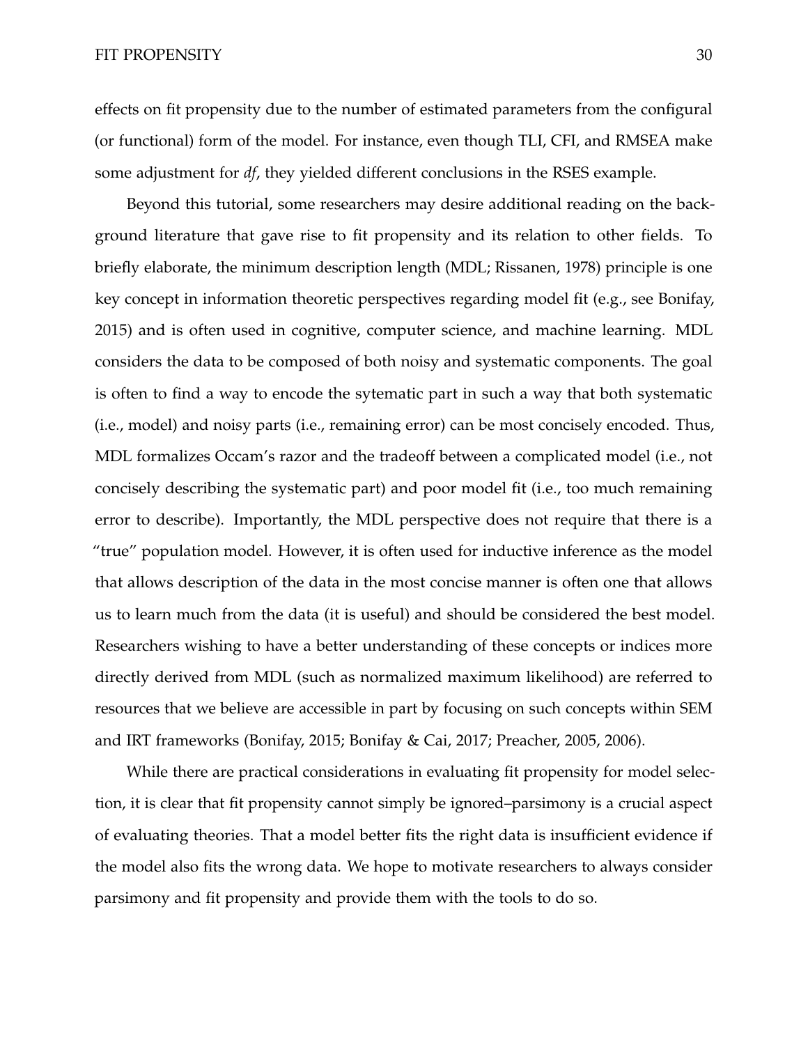effects on fit propensity due to the number of estimated parameters from the configural (or functional) form of the model. For instance, even though TLI, CFI, and RMSEA make some adjustment for *df*, they yielded different conclusions in the RSES example.

Beyond this tutorial, some researchers may desire additional reading on the background literature that gave rise to fit propensity and its relation to other fields. To briefly elaborate, the minimum description length (MDL; Rissanen, 1978) principle is one key concept in information theoretic perspectives regarding model fit (e.g., see Bonifay, 2015) and is often used in cognitive, computer science, and machine learning. MDL considers the data to be composed of both noisy and systematic components. The goal is often to find a way to encode the sytematic part in such a way that both systematic (i.e., model) and noisy parts (i.e., remaining error) can be most concisely encoded. Thus, MDL formalizes Occam's razor and the tradeoff between a complicated model (i.e., not concisely describing the systematic part) and poor model fit (i.e., too much remaining error to describe). Importantly, the MDL perspective does not require that there is a "true" population model. However, it is often used for inductive inference as the model that allows description of the data in the most concise manner is often one that allows us to learn much from the data (it is useful) and should be considered the best model. Researchers wishing to have a better understanding of these concepts or indices more directly derived from MDL (such as normalized maximum likelihood) are referred to resources that we believe are accessible in part by focusing on such concepts within SEM and IRT frameworks (Bonifay, 2015; Bonifay & Cai, 2017; Preacher, 2005, 2006).

While there are practical considerations in evaluating fit propensity for model selection, it is clear that fit propensity cannot simply be ignored–parsimony is a crucial aspect of evaluating theories. That a model better fits the right data is insufficient evidence if the model also fits the wrong data. We hope to motivate researchers to always consider parsimony and fit propensity and provide them with the tools to do so.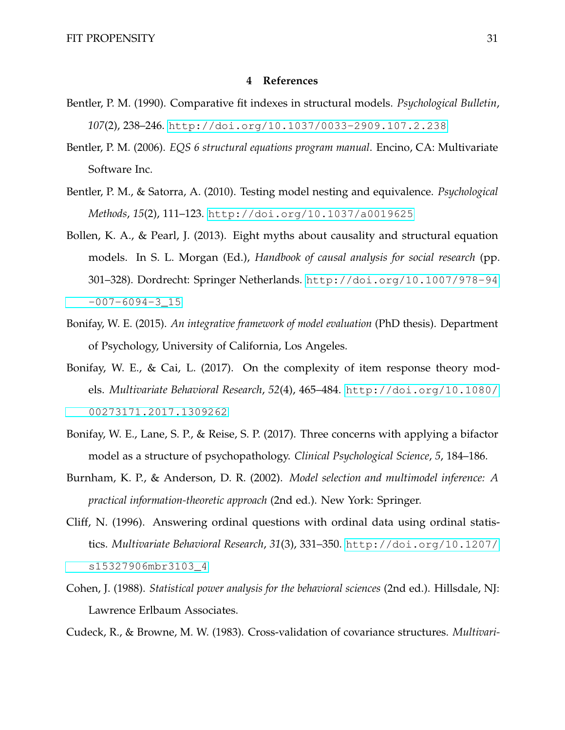## 4 References

Bentler, P. M. (1990). Comparative fit indexes in structural models. *Psychological Bulletin*, *107*(2), 238–246. http://doi.org/10.1037/0033-2909.107.2.238

Bentler, P. M. (2006). *EQS 6 structural equations program manual*. Encino, CA: Multivariate Software Inc.

Bentler, P. M., & Satorra, A. (2010). Testing model nesting and equivalence. *Psychological Methods*, *15*(2), 111–123. http://doi.org/10.1037/a0019625

Bollen, K. A., & Pearl, J. (2013). Eight myths about causality and structural equation models. In S. L. Morgan (Ed.), *Handbook of causal analysis for social research* (pp. 301–328). Dordrecht: Springer Netherlands. http://doi.org/10.1007/978-94-007-6094-3_15

Bonifay, W. E. (2015). *An integrative framework of model evaluation* (PhD thesis). Department of Psychology, University of California, Los Angeles.

Bonifay, W. E., & Cai, L. (2017). On the complexity of item response theory models. *Multivariate Behavioral Research*, *52*(4), 465–484. http://doi.org/10.1080/00273171.2017.1309262

Bonifay, W. E., Lane, S. P., & Reise, S. P. (2017). Three concerns with applying a bifactor model as a structure of psychopathology. *Clinical Psychological Science*, *5*, 184–186.

Burnham, K. P., & Anderson, D. R. (2002). *Model selection and multimodel inference: A practical information-theoretic approach* (2nd ed.). New York: Springer.

Cliff, N. (1996). Answering ordinal questions with ordinal data using ordinal statistics. *Multivariate Behavioral Research*, *31*(3), 331–350. http://doi.org/10.1207/s15327906mbr3103_4

Cohen, J. (1988). *Statistical power analysis for the behavioral sciences* (2nd ed.). Hillsdale, NJ: Lawrence Erlbaum Associates.

Cudeck, R., & Browne, M. W. (1983). Cross-validation of covariance structures. *Multivari-*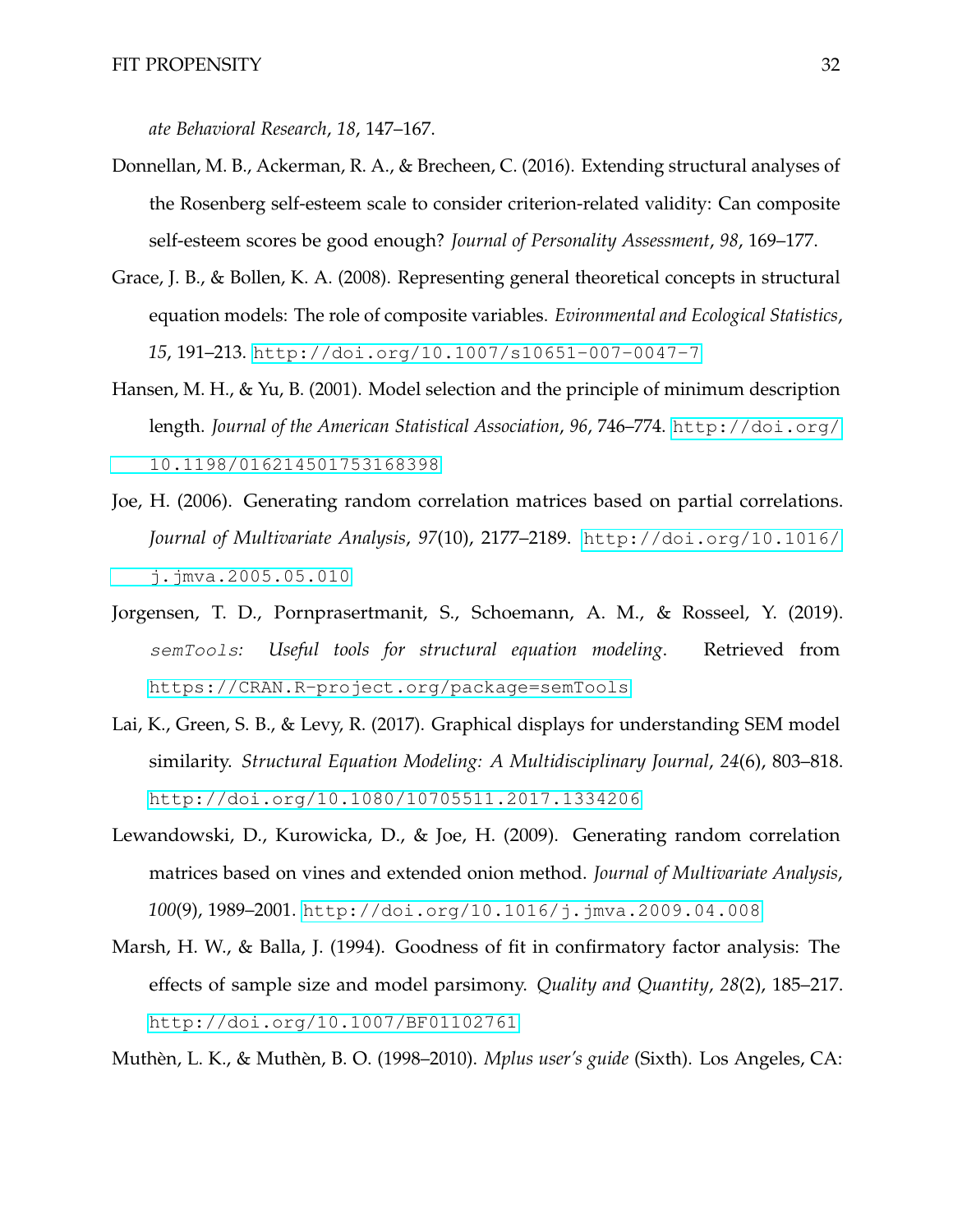*ate Behavioral Research*, *18*, 147–167.

Donnellan, M. B., Ackerman, R. A., & Brecheen, C. (2016). Extending structural analyses of the Rosenberg self-esteem scale to consider criterion-related validity: Can composite self-esteem scores be good enough? *Journal of Personality Assessment*, *98*, 169–177.

Grace, J. B., & Bollen, K. A. (2008). Representing general theoretical concepts in structural equation models: The role of composite variables. *Evironmental and Ecological Statistics*, *15*, 191–213. http://doi.org/10.1007/s10651-007-0047-7

Hansen, M. H., & Yu, B. (2001). Model selection and the principle of minimum description length. *Journal of the American Statistical Association*, *96*, 746–774. http://doi.org/10.1198/016214501753168398

Joe, H. (2006). Generating random correlation matrices based on partial correlations. *Journal of Multivariate Analysis*, *97*(10), 2177–2189. http://doi.org/10.1016/j.jmva.2005.05.010

Jorgensen, T. D., Pornprasertmanit, S., Schoemann, A. M., & Rosseel, Y. (2019). *semTools: Useful tools for structural equation modeling*. Retrieved from https://CRAN.R-project.org/package=semTools

Lai, K., Green, S. B., & Levy, R. (2017). Graphical displays for understanding SEM model similarity. *Structural Equation Modeling: A Multidisciplinary Journal*, *24*(6), 803–818. http://doi.org/10.1080/10705511.2017.1334206

Lewandowski, D., Kurowicka, D., & Joe, H. (2009). Generating random correlation matrices based on vines and extended onion method. *Journal of Multivariate Analysis*, *100*(9), 1989–2001. http://doi.org/10.1016/j.jmva.2009.04.008

Marsh, H. W., & Balla, J. (1994). Goodness of fit in confirmatory factor analysis: The effects of sample size and model parsimony. *Quality and Quantity*, *28*(2), 185–217. http://doi.org/10.1007/BF01102761

Muthèn, L. K., & Muthèn, B. O. (1998–2010). *Mplus user's guide* (Sixth). Los Angeles, CA: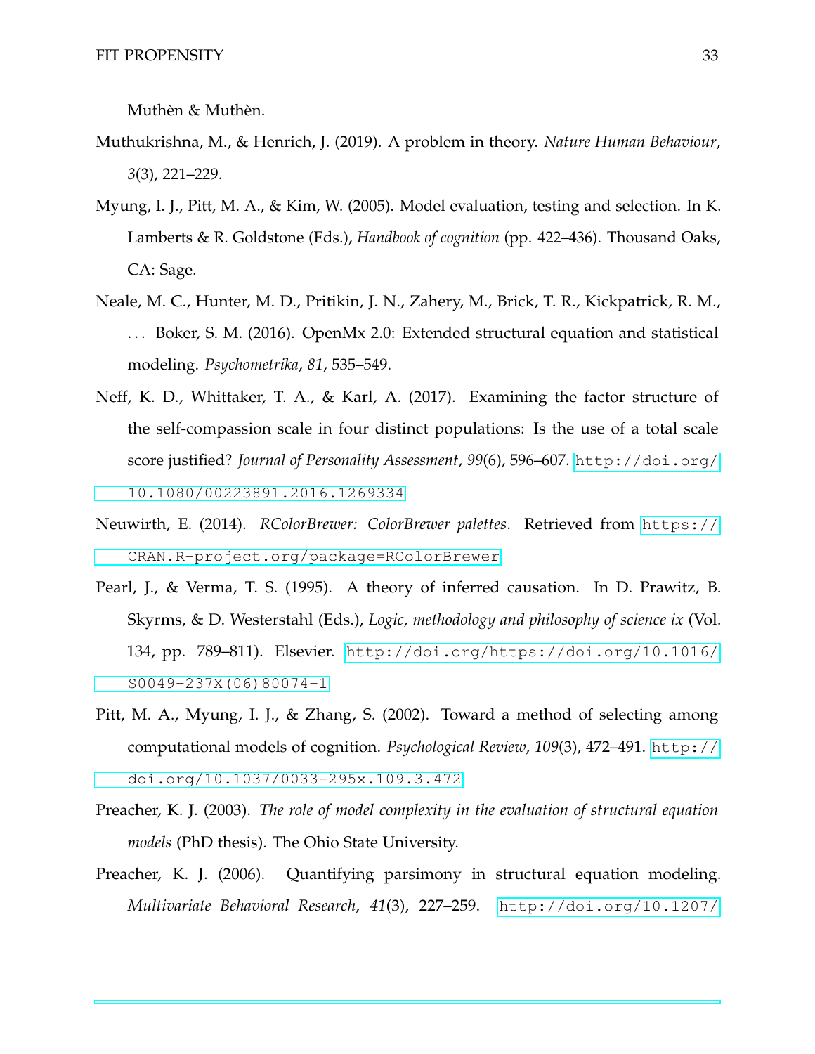Muthèn & Muthèn.

Muthukrishna, M., & Henrich, J. (2019). A problem in theory. *Nature Human Behaviour*, *3*(3), 221–229.

Myung, I. J., Pitt, M. A., & Kim, W. (2005). Model evaluation, testing and selection. In K. Lamberts & R. Goldstone (Eds.), *Handbook of cognition* (pp. 422–436). Thousand Oaks, CA: Sage.

Neale, M. C., Hunter, M. D., Pritikin, J. N., Zahery, M., Brick, T. R., Kickpatrick, R. M., . . . Boker, S. M. (2016). OpenMx 2.0: Extended structural equation and statistical modeling. *Psychometrika*, *81*, 535–549.

Neff, K. D., Whittaker, T. A., & Karl, A. (2017). Examining the factor structure of the self-compassion scale in four distinct populations: Is the use of a total scale score justified? *Journal of Personality Assessment*, *99*(6), 596–607. http://doi.org/10.1080/00223891.2016.1269334

Neuwirth, E. (2014). *RColorBrewer: ColorBrewer palettes*. Retrieved from https://CRAN.R-project.org/package=RColorBrewer

Pearl, J., & Verma, T. S. (1995). A theory of inferred causation. In D. Prawitz, B. Skyrms, & D. Westerstahl (Eds.), *Logic, methodology and philosophy of science ix* (Vol. 134, pp. 789–811). Elsevier. http://doi.org/https://doi.org/10.1016/S0049-237X(06)80074-1

Pitt, M. A., Myung, I. J., & Zhang, S. (2002). Toward a method of selecting among computational models of cognition. *Psychological Review*, *109*(3), 472–491. http://doi.org/10.1037/0033-295x.109.3.472

Preacher, K. J. (2003). *The role of model complexity in the evaluation of structural equation models* (PhD thesis). The Ohio State University.

Preacher, K. J. (2006). Quantifying parsimony in structural equation modeling. *Multivariate Behavioral Research*, *41*(3), 227–259. http://doi.org/10.1207/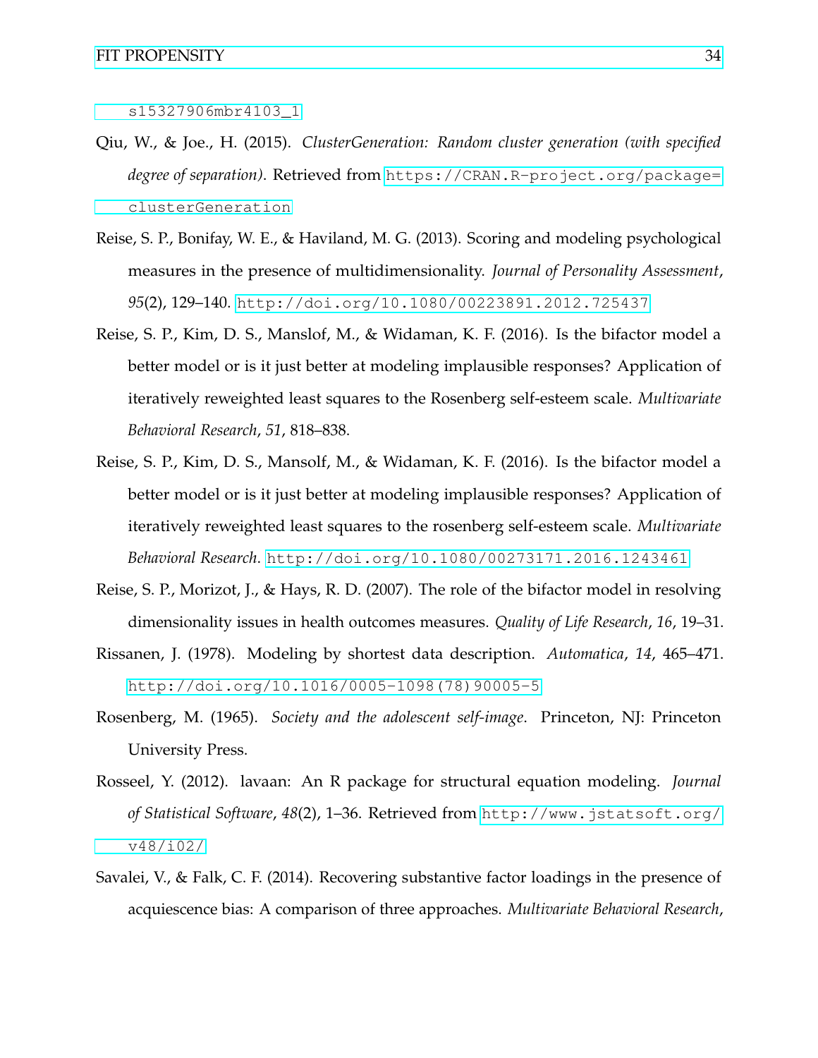s15327906mbr4103_1

Qiu, W., & Joe., H. (2015). *ClusterGeneration: Random cluster generation (with specified degree of separation)*. Retrieved from https://CRAN.R-project.org/package=clusterGeneration

Reise, S. P., Bonifay, W. E., & Haviland, M. G. (2013). Scoring and modeling psychological measures in the presence of multidimensionality. *Journal of Personality Assessment*, *95*(2), 129–140. http://doi.org/10.1080/00223891.2012.725437

Reise, S. P., Kim, D. S., Manslof, M., & Widaman, K. F. (2016). Is the bifactor model a better model or is it just better at modeling implausible responses? Application of iteratively reweighted least squares to the Rosenberg self-esteem scale. *Multivariate Behavioral Research*, *51*, 818–838.

Reise, S. P., Kim, D. S., Mansolf, M., & Widaman, K. F. (2016). Is the bifactor model a better model or is it just better at modeling implausible responses? Application of iteratively reweighted least squares to the rosenberg self-esteem scale. *Multivariate Behavioral Research*. http://doi.org/10.1080/00273171.2016.1243461

Reise, S. P., Morizot, J., & Hays, R. D. (2007). The role of the bifactor model in resolving dimensionality issues in health outcomes measures. *Quality of Life Research*, *16*, 19–31.

Rissanen, J. (1978). Modeling by shortest data description. *Automatica*, *14*, 465–471. http://doi.org/10.1016/0005-1098(78)90005-5

Rosenberg, M. (1965). *Society and the adolescent self-image*. Princeton, NJ: Princeton University Press.

Rosseel, Y. (2012). lavaan: An R package for structural equation modeling. *Journal of Statistical Software*, *48*(2), 1–36. Retrieved from http://www.jstatsoft.org/v48/i02/

Savalei, V., & Falk, C. F. (2014). Recovering substantive factor loadings in the presence of acquiescence bias: A comparison of three approaches. *Multivariate Behavioral Research*,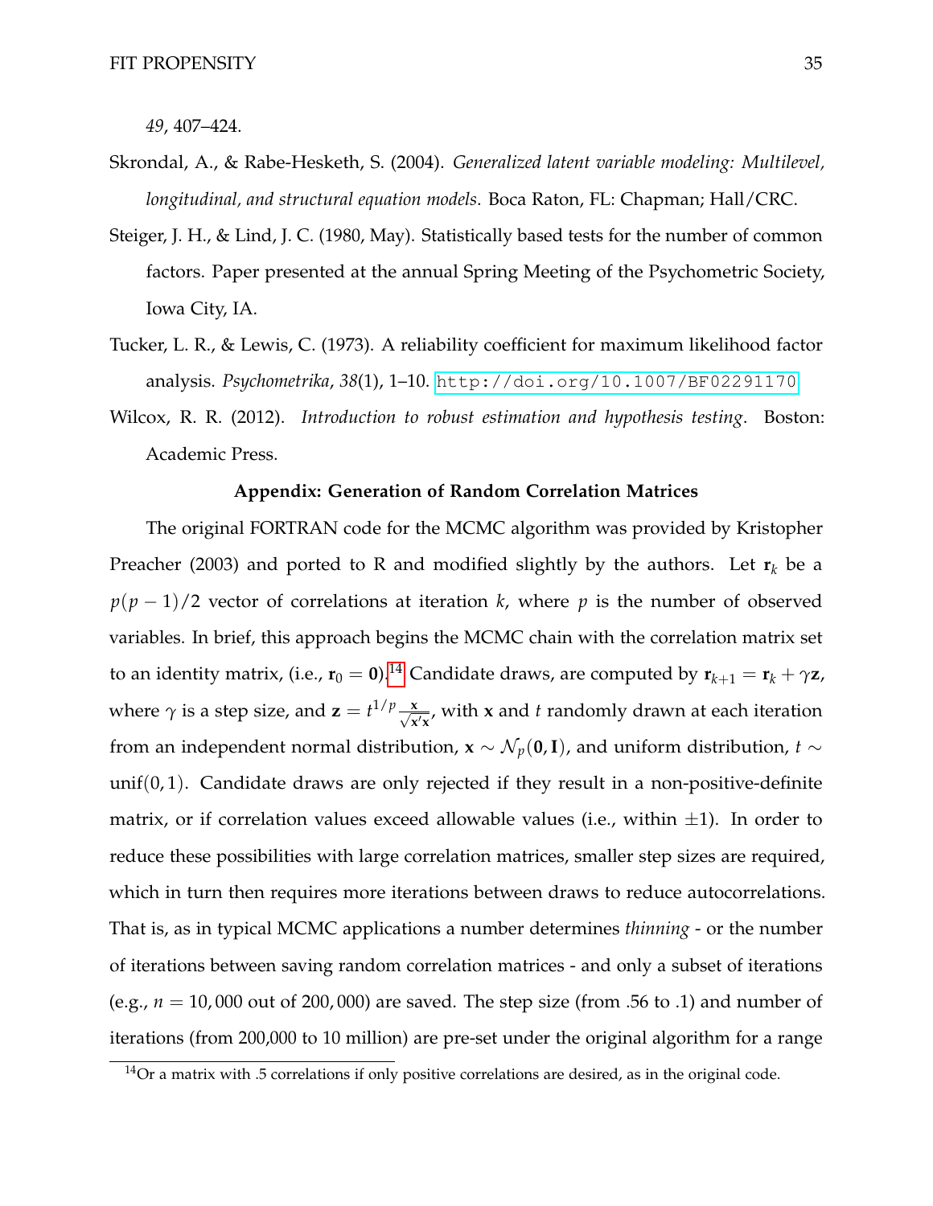*49*, 407–424.

Skrondal, A., & Rabe-Hesketh, S. (2004). *Generalized latent variable modeling: Multilevel, longitudinal, and structural equation models*. Boca Raton, FL: Chapman; Hall/CRC.

Steiger, J. H., & Lind, J. C. (1980, May). Statistically based tests for the number of common factors. Paper presented at the annual Spring Meeting of the Psychometric Society, Iowa City, IA.

Tucker, L. R., & Lewis, C. (1973). A reliability coefficient for maximum likelihood factor analysis. *Psychometrika*, *38*(1), 1–10. http://doi.org/10.1007/BF02291170

Wilcox, R. R. (2012). *Introduction to robust estimation and hypothesis testing*. Boston: Academic Press.

## Appendix: Generation of Random Correlation Matrices

The original FORTRAN code for the MCMC algorithm was provided by Kristopher Preacher (2003) and ported to R and modified slightly by the authors. Let $\mathbf{r}_k$ be a $p(p-1)/2$ vector of correlations at iteration $k$, where $p$ is the number of observed variables. In brief, this approach begins the MCMC chain with the correlation matrix set to an identity matrix, (i.e., $\mathbf{r}_0 = \mathbf{0}$).[14] Candidate draws, are computed by $\mathbf{r}_{k+1} = \mathbf{r}_k + \gamma \mathbf{z}$, where $\gamma$ is a step size, and $\mathbf{z} = t^{1/p} \frac{\mathbf{x}}{\sqrt{\mathbf{x}'\mathbf{x}}}$, with $\mathbf{x}$ and $t$ randomly drawn at each iteration from an independent normal distribution, $\mathbf{x} \sim \mathcal{N}_p(\mathbf{0}, \mathbf{I})$, and uniform distribution, $t \sim \text{unif}(0, 1)$. Candidate draws are only rejected if they result in a non-positive-definite matrix, or if correlation values exceed allowable values (i.e., within $\pm 1$). In order to reduce these possibilities with large correlation matrices, smaller step sizes are required, which in turn then requires more iterations between draws to reduce autocorrelations. That is, as in typical MCMC applications a number determines *thinning* - or the number of iterations between saving random correlation matrices - and only a subset of iterations (e.g., $n = 10,000$ out of $200,000$) are saved. The step size (from .56 to .1) and number of iterations (from 200,000 to 10 million) are pre-set under the original algorithm for a range

[14] Or a matrix with .5 correlations if only positive correlations are desired, as in the original code.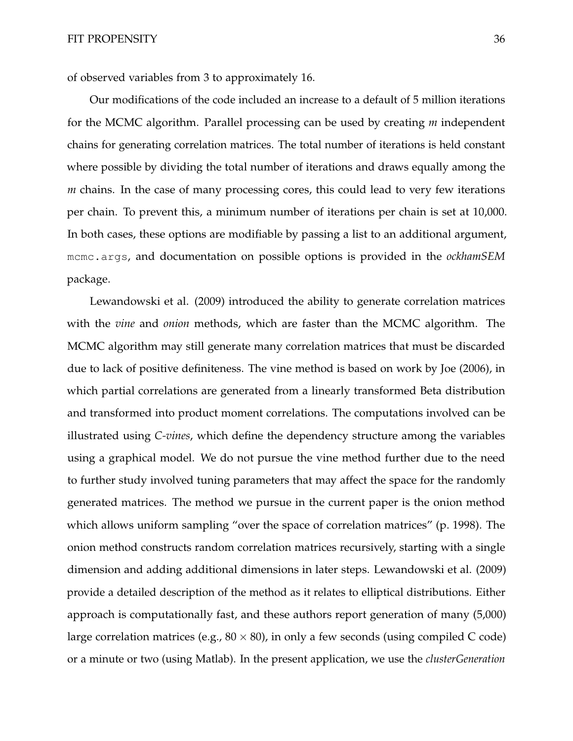of observed variables from 3 to approximately 16.

Our modifications of the code included an increase to a default of 5 million iterations for the MCMC algorithm. Parallel processing can be used by creating *m* independent chains for generating correlation matrices. The total number of iterations is held constant where possible by dividing the total number of iterations and draws equally among the *m* chains. In the case of many processing cores, this could lead to very few iterations per chain. To prevent this, a minimum number of iterations per chain is set at 10,000. In both cases, these options are modifiable by passing a list to an additional argument, `mcmc.args`, and documentation on possible options is provided in the *ockhamSEM* package.

Lewandowski et al. (2009) introduced the ability to generate correlation matrices with the *vine* and *onion* methods, which are faster than the MCMC algorithm. The MCMC algorithm may still generate many correlation matrices that must be discarded due to lack of positive definiteness. The vine method is based on work by Joe (2006), in which partial correlations are generated from a linearly transformed Beta distribution and transformed into product moment correlations. The computations involved can be illustrated using *C-vines*, which define the dependency structure among the variables using a graphical model. We do not pursue the vine method further due to the need to further study involved tuning parameters that may affect the space for the randomly generated matrices. The method we pursue in the current paper is the onion method which allows uniform sampling "over the space of correlation matrices" (p. 1998). The onion method constructs random correlation matrices recursively, starting with a single dimension and adding additional dimensions in later steps. Lewandowski et al. (2009) provide a detailed description of the method as it relates to elliptical distributions. Either approach is computationally fast, and these authors report generation of many (5,000) large correlation matrices (e.g., $80 \times 80$), in only a few seconds (using compiled C code) or a minute or two (using Matlab). In the present application, we use the *clusterGeneration*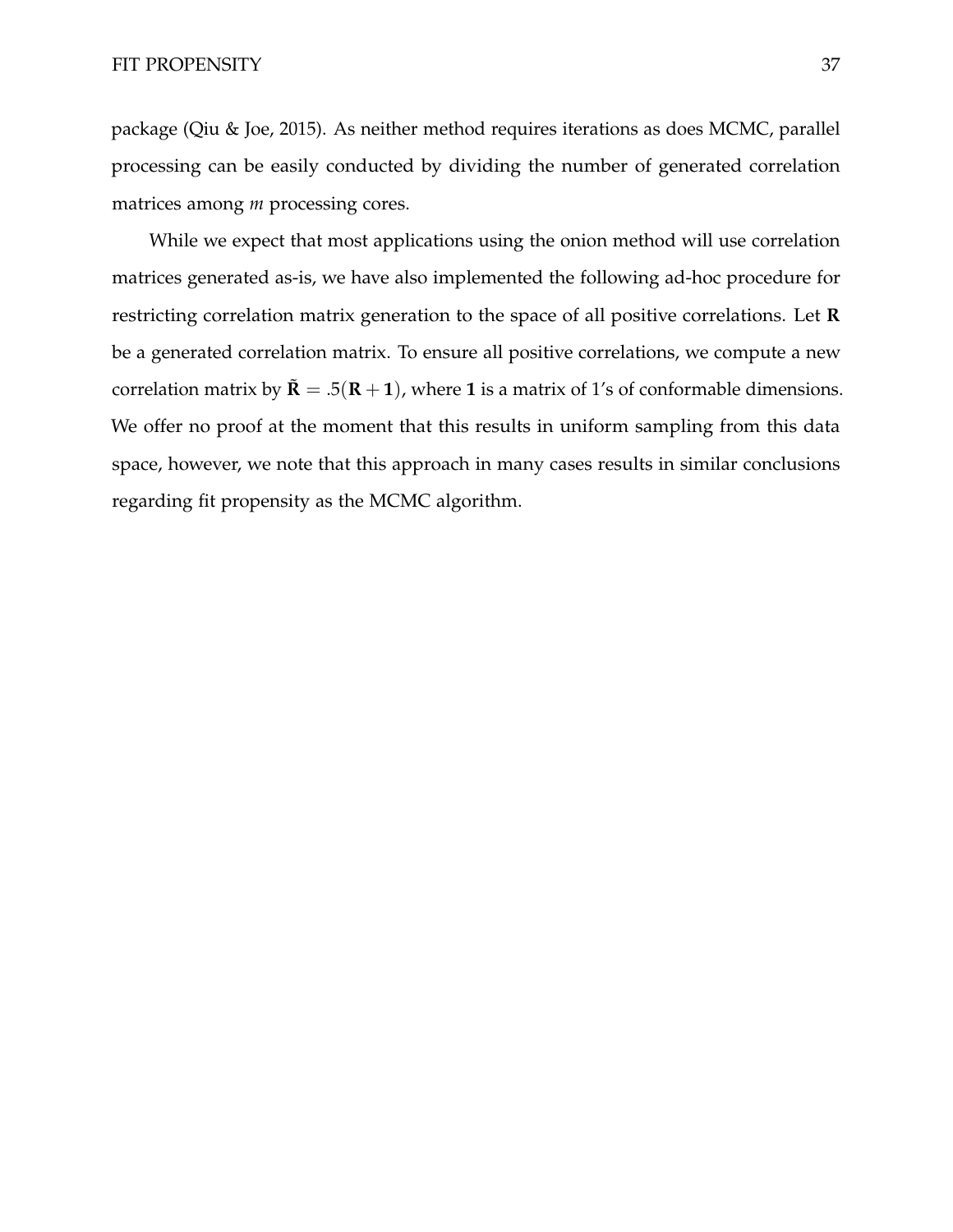package (Qiu & Joe, 2015). As neither method requires iterations as does MCMC, parallel processing can be easily conducted by dividing the number of generated correlation matrices among $m$ processing cores.

While we expect that most applications using the onion method will use correlation matrices generated as-is, we have also implemented the following ad-hoc procedure for restricting correlation matrix generation to the space of all positive correlations. Let $\mathbf{R}$ be a generated correlation matrix. To ensure all positive correlations, we compute a new correlation matrix by $\tilde{\mathbf{R}} = .5(\mathbf{R} + \mathbf{1})$, where $\mathbf{1}$ is a matrix of 1's of conformable dimensions. We offer no proof at the moment that this results in uniform sampling from this data space, however, we note that this approach in many cases results in similar conclusions regarding fit propensity as the MCMC algorithm.